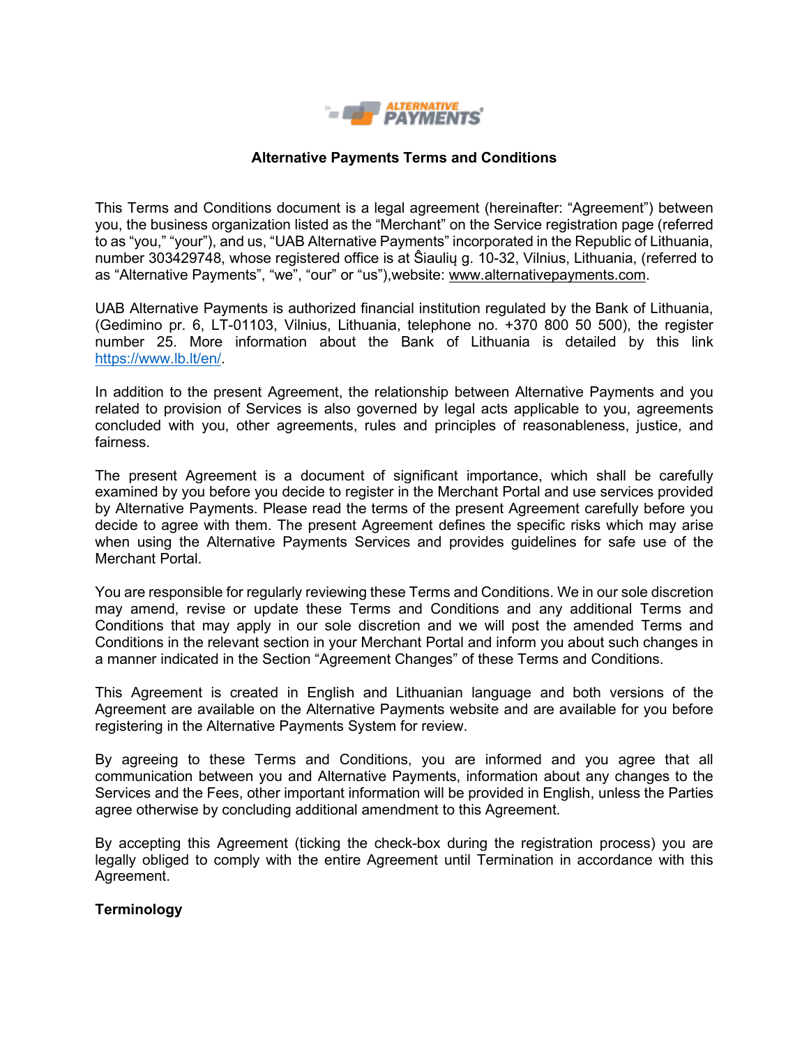**Alternative Payments Terms and Conditions**

This Terms and Conditions document is a legal agreement (hereinafter: "Agreement") between you, the business organization listed as the "Merchant" on the Service registration page (referred to as "you," "your"), and us, "UAB Alternative Payments" incorporated in the Republic of Lithuania, number 303429748, whose registered office is at Ŝiaulių g. 10-32, Vilnius, Lithuania, (referred to as "Alternative Payments", "we", "our" or "us"),website: www.alternativepayments.com.

UAB Alternative Payments is authorized financial institution regulated by the Bank of Lithuania, (Gedimino pr. 6, LT-01103, Vilnius, Lithuania, telephone no. +370 800 50 500), the register number 25. More information about the Bank of Lithuania is detailed by this link https://www.lb.lt/en/.

In addition to the present Agreement, the relationship between Alternative Payments and you related to provision of Services is also governed by legal acts applicable to you, agreements concluded with you, other agreements, rules and principles of reasonableness, justice, and fairness.

The present Agreement is a document of significant importance, which shall be carefully examined by you before you decide to register in the Merchant Portal and use services provided by Alternative Payments. Please read the terms of the present Agreement carefully before you decide to agree with them. The present Agreement defines the specific risks which may arise when using the Alternative Payments Services and provides guidelines for safe use of the Merchant Portal.

You are responsible for regularly reviewing these Terms and Conditions. We in our sole discretion may amend, revise or update these Terms and Conditions and any additional Terms and Conditions that may apply in our sole discretion and we will post the amended Terms and Conditions in the relevant section in your Merchant Portal and inform you about such changes in a manner indicated in the Section "Agreement Changes" of these Terms and Conditions.

This Agreement is created in English and Lithuanian language and both versions of the Agreement are available on the Alternative Payments website and are available for you before registering in the Alternative Payments System for review.

By agreeing to these Terms and Conditions, you are informed and you agree that all communication between you and Alternative Payments, information about any changes to the Services and the Fees, other important information will be provided in English, unless the Parties agree otherwise by concluding additional amendment to this Agreement.

By accepting this Agreement (ticking the check-box during the registration process) you are legally obliged to comply with the entire Agreement until Termination in accordance with this Agreement.

**Terminology**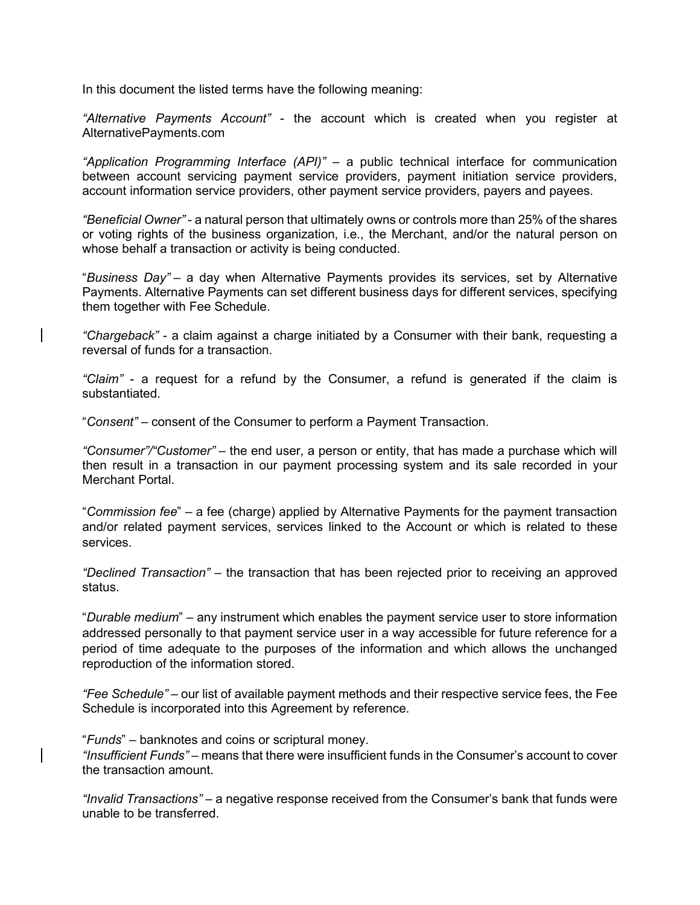In this document the listed terms have the following meaning:

*"Alternative Payments Account"* - the account which is created when you register at AlternativePayments.com

*"Application Programming Interface (API)"* – a public technical interface for communication between account servicing payment service providers, payment initiation service providers, account information service providers, other payment service providers, payers and payees.

*"Beneficial Owner"* - a natural person that ultimately owns or controls more than 25% of the shares or voting rights of the business organization, i.e., the Merchant, and/or the natural person on whose behalf a transaction or activity is being conducted.

"*Business Day"* – a day when Alternative Payments provides its services, set by Alternative Payments. Alternative Payments can set different business days for different services, specifying them together with Fee Schedule.

*"Chargeback"* - a claim against a charge initiated by a Consumer with their bank, requesting a reversal of funds for a transaction.

*"Claim"* - a request for a refund by the Consumer, a refund is generated if the claim is substantiated.

"*Consent"* – consent of the Consumer to perform a Payment Transaction.

*"Consumer"/"Customer"* – the end user, a person or entity, that has made a purchase which will then result in a transaction in our payment processing system and its sale recorded in your Merchant Portal.

"*Commission fee*" – a fee (charge) applied by Alternative Payments for the payment transaction and/or related payment services, services linked to the Account or which is related to these services.

*"Declined Transaction"* – the transaction that has been rejected prior to receiving an approved status.

"*Durable medium*" – any instrument which enables the payment service user to store information addressed personally to that payment service user in a way accessible for future reference for a period of time adequate to the purposes of the information and which allows the unchanged reproduction of the information stored.

*"Fee Schedule"* – our list of available payment methods and their respective service fees, the Fee Schedule is incorporated into this Agreement by reference.

"*Funds*" – banknotes and coins or scriptural money.

*"Insufficient Funds"* – means that there were insufficient funds in the Consumer's account to cover the transaction amount.

*"Invalid Transactions"* – a negative response received from the Consumer's bank that funds were unable to be transferred.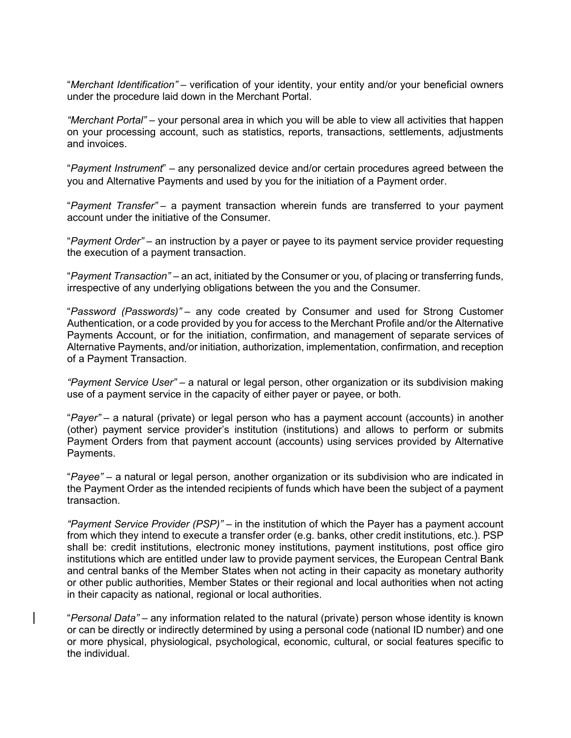"*Merchant Identification"* – verification of your identity, your entity and/or your beneficial owners under the procedure laid down in the Merchant Portal.

*"Merchant Portal"* – your personal area in which you will be able to view all activities that happen on your processing account, such as statistics, reports, transactions, settlements, adjustments and invoices.

"*Payment Instrument*" – any personalized device and/or certain procedures agreed between the you and Alternative Payments and used by you for the initiation of a Payment order.

"*Payment Transfer"* – a payment transaction wherein funds are transferred to your payment account under the initiative of the Consumer.

"*Payment Order"* – an instruction by a payer or payee to its payment service provider requesting the execution of a payment transaction.

"*Payment Transaction"* – an act, initiated by the Consumer or you, of placing or transferring funds, irrespective of any underlying obligations between the you and the Consumer.

"*Password (Passwords)"* – any code created by Consumer and used for Strong Customer Authentication, or a code provided by you for access to the Merchant Profile and/or the Alternative Payments Account, or for the initiation, confirmation, and management of separate services of Alternative Payments, and/or initiation, authorization, implementation, confirmation, and reception of a Payment Transaction.

*"Payment Service User"* – a natural or legal person, other organization or its subdivision making use of a payment service in the capacity of either payer or payee, or both.

"*Payer"* – a natural (private) or legal person who has a payment account (accounts) in another (other) payment service provider's institution (institutions) and allows to perform or submits Payment Orders from that payment account (accounts) using services provided by Alternative Payments.

"*Payee"* – a natural or legal person, another organization or its subdivision who are indicated in the Payment Order as the intended recipients of funds which have been the subject of a payment transaction.

*"Payment Service Provider (PSP)"* – in the institution of which the Payer has a payment account from which they intend to execute a transfer order (e.g. banks, other credit institutions, etc.). PSP shall be: credit institutions, electronic money institutions, payment institutions, post office giro institutions which are entitled under law to provide payment services, the European Central Bank and central banks of the Member States when not acting in their capacity as monetary authority or other public authorities, Member States or their regional and local authorities when not acting in their capacity as national, regional or local authorities.

"*Personal Data"* – any information related to the natural (private) person whose identity is known or can be directly or indirectly determined by using a personal code (national ID number) and one or more physical, physiological, psychological, economic, cultural, or social features specific to the individual.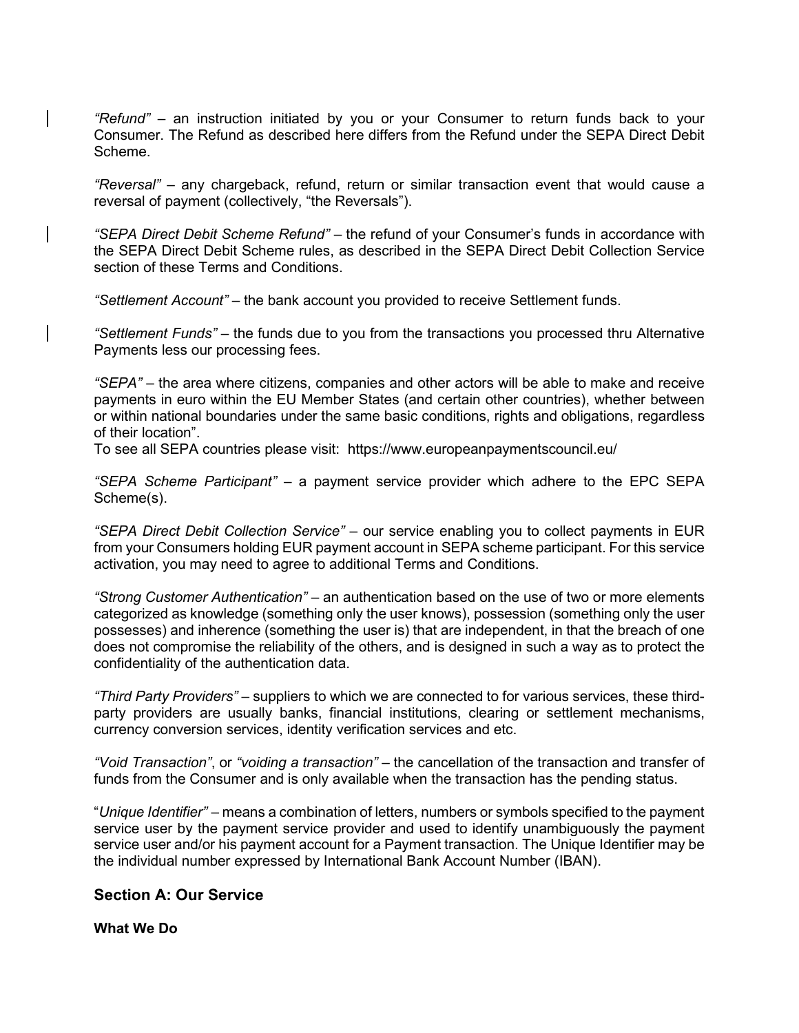*"Refund"* – an instruction initiated by you or your Consumer to return funds back to your Consumer. The Refund as described here differs from the Refund under the SEPA Direct Debit Scheme.

*"Reversal"* – any chargeback, refund, return or similar transaction event that would cause a reversal of payment (collectively, "the Reversals").

*"SEPA Direct Debit Scheme Refund"* – the refund of your Consumer's funds in accordance with the SEPA Direct Debit Scheme rules, as described in the SEPA Direct Debit Collection Service section of these Terms and Conditions.

*"Settlement Account"* – the bank account you provided to receive Settlement funds.

*"Settlement Funds"* – the funds due to you from the transactions you processed thru Alternative Payments less our processing fees.

*"SEPA"* – the area where citizens, companies and other actors will be able to make and receive payments in euro within the EU Member States (and certain other countries), whether between or within national boundaries under the same basic conditions, rights and obligations, regardless of their location".
To see all SEPA countries please visit: https://www.europeanpaymentscouncil.eu/

*"SEPA Scheme Participant"* – a payment service provider which adhere to the EPC SEPA Scheme(s).

*"SEPA Direct Debit Collection Service"* – our service enabling you to collect payments in EUR from your Consumers holding EUR payment account in SEPA scheme participant. For this service activation, you may need to agree to additional Terms and Conditions.

*"Strong Customer Authentication"* – an authentication based on the use of two or more elements categorized as knowledge (something only the user knows), possession (something only the user possesses) and inherence (something the user is) that are independent, in that the breach of one does not compromise the reliability of the others, and is designed in such a way as to protect the confidentiality of the authentication data.

*"Third Party Providers"* – suppliers to which we are connected to for various services, these third-party providers are usually banks, financial institutions, clearing or settlement mechanisms, currency conversion services, identity verification services and etc.

*"Void Transaction"*, or *"voiding a transaction"* – the cancellation of the transaction and transfer of funds from the Consumer and is only available when the transaction has the pending status.

"*Unique Identifier"* – means a combination of letters, numbers or symbols specified to the payment service user by the payment service provider and used to identify unambiguously the payment service user and/or his payment account for a Payment transaction. The Unique Identifier may be the individual number expressed by International Bank Account Number (IBAN).

## Section A: Our Service

**What We Do**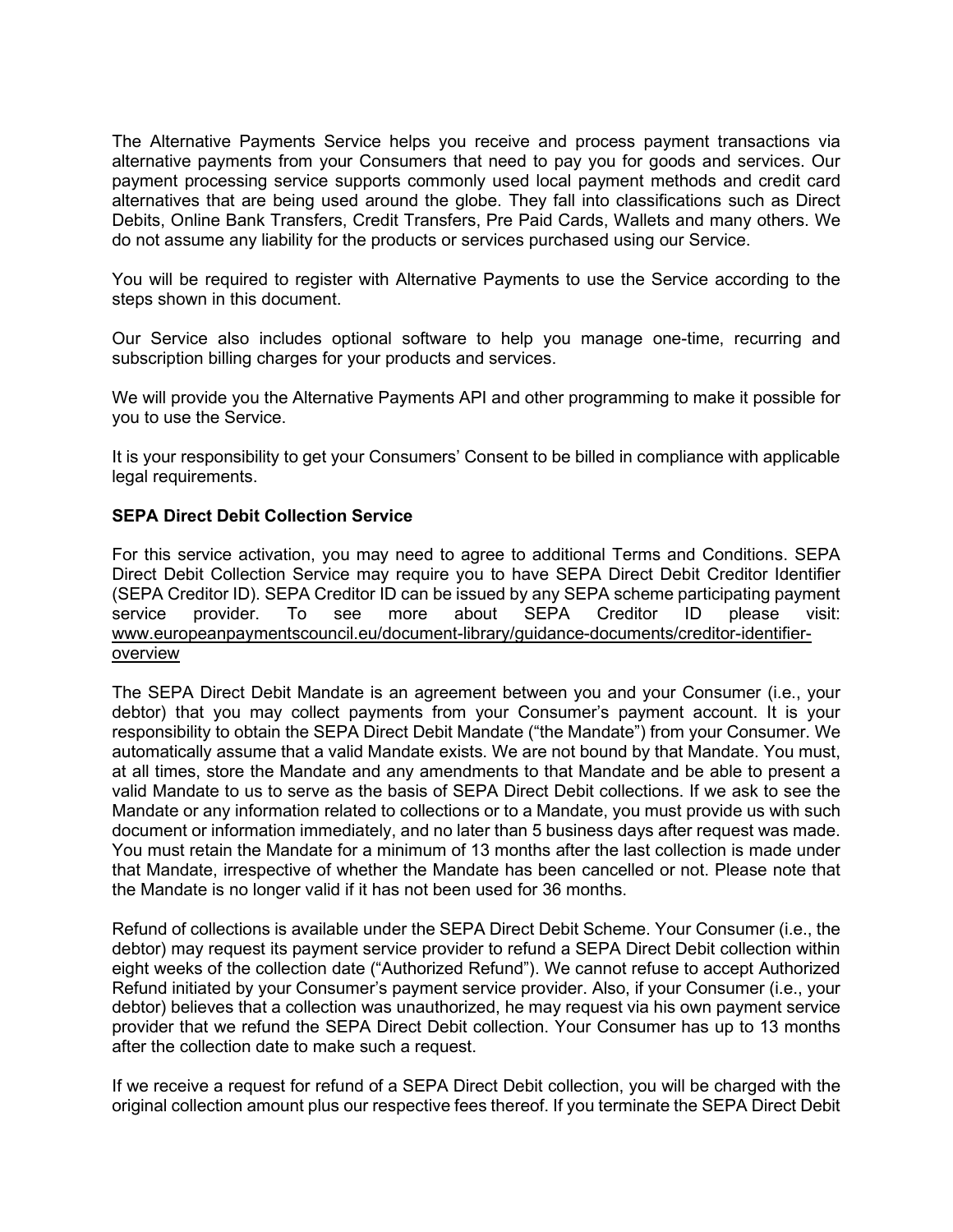The Alternative Payments Service helps you receive and process payment transactions via alternative payments from your Consumers that need to pay you for goods and services. Our payment processing service supports commonly used local payment methods and credit card alternatives that are being used around the globe. They fall into classifications such as Direct Debits, Online Bank Transfers, Credit Transfers, Pre Paid Cards, Wallets and many others. We do not assume any liability for the products or services purchased using our Service.

You will be required to register with Alternative Payments to use the Service according to the steps shown in this document.

Our Service also includes optional software to help you manage one-time, recurring and subscription billing charges for your products and services.

We will provide you the Alternative Payments API and other programming to make it possible for you to use the Service.

It is your responsibility to get your Consumers' Consent to be billed in compliance with applicable legal requirements.

**SEPA Direct Debit Collection Service**

For this service activation, you may need to agree to additional Terms and Conditions. SEPA Direct Debit Collection Service may require you to have SEPA Direct Debit Creditor Identifier (SEPA Creditor ID). SEPA Creditor ID can be issued by any SEPA scheme participating payment service provider. To see more about SEPA Creditor ID please visit: www.europeanpaymentscouncil.eu/document-library/guidance-documents/creditor-identifier-overview

The SEPA Direct Debit Mandate is an agreement between you and your Consumer (i.e., your debtor) that you may collect payments from your Consumer's payment account. It is your responsibility to obtain the SEPA Direct Debit Mandate ("the Mandate") from your Consumer. We automatically assume that a valid Mandate exists. We are not bound by that Mandate. You must, at all times, store the Mandate and any amendments to that Mandate and be able to present a valid Mandate to us to serve as the basis of SEPA Direct Debit collections. If we ask to see the Mandate or any information related to collections or to a Mandate, you must provide us with such document or information immediately, and no later than 5 business days after request was made. You must retain the Mandate for a minimum of 13 months after the last collection is made under that Mandate, irrespective of whether the Mandate has been cancelled or not. Please note that the Mandate is no longer valid if it has not been used for 36 months.

Refund of collections is available under the SEPA Direct Debit Scheme. Your Consumer (i.e., the debtor) may request its payment service provider to refund a SEPA Direct Debit collection within eight weeks of the collection date ("Authorized Refund"). We cannot refuse to accept Authorized Refund initiated by your Consumer's payment service provider. Also, if your Consumer (i.e., your debtor) believes that a collection was unauthorized, he may request via his own payment service provider that we refund the SEPA Direct Debit collection. Your Consumer has up to 13 months after the collection date to make such a request.

If we receive a request for refund of a SEPA Direct Debit collection, you will be charged with the original collection amount plus our respective fees thereof. If you terminate the SEPA Direct Debit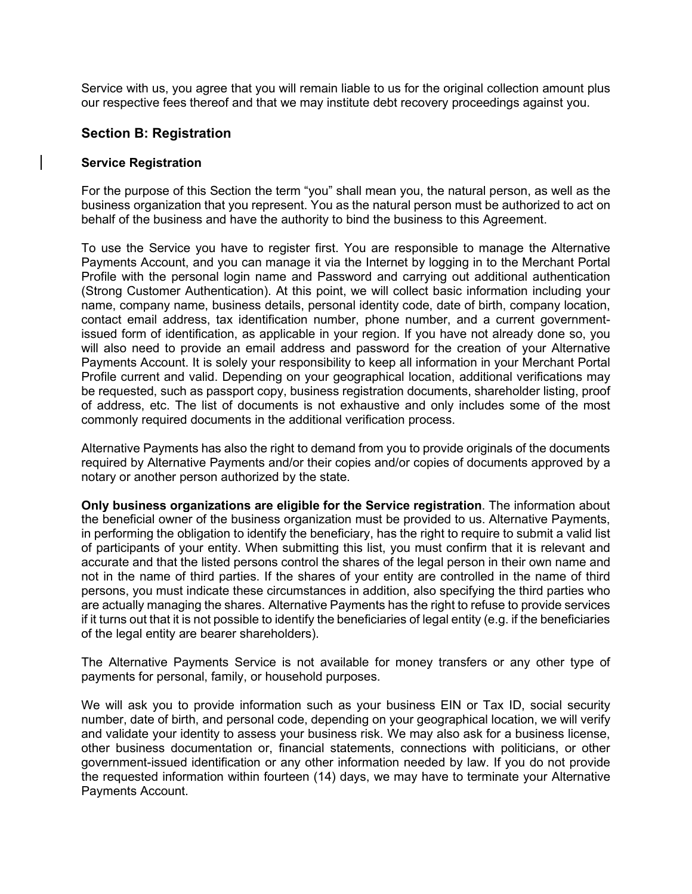Service with us, you agree that you will remain liable to us for the original collection amount plus our respective fees thereof and that we may institute debt recovery proceedings against you.

## Section B: Registration

### Service Registration

For the purpose of this Section the term "you" shall mean you, the natural person, as well as the business organization that you represent. You as the natural person must be authorized to act on behalf of the business and have the authority to bind the business to this Agreement.

To use the Service you have to register first. You are responsible to manage the Alternative Payments Account, and you can manage it via the Internet by logging in to the Merchant Portal Profile with the personal login name and Password and carrying out additional authentication (Strong Customer Authentication). At this point, we will collect basic information including your name, company name, business details, personal identity code, date of birth, company location, contact email address, tax identification number, phone number, and a current government-issued form of identification, as applicable in your region. If you have not already done so, you will also need to provide an email address and password for the creation of your Alternative Payments Account. It is solely your responsibility to keep all information in your Merchant Portal Profile current and valid. Depending on your geographical location, additional verifications may be requested, such as passport copy, business registration documents, shareholder listing, proof of address, etc. The list of documents is not exhaustive and only includes some of the most commonly required documents in the additional verification process.

Alternative Payments has also the right to demand from you to provide originals of the documents required by Alternative Payments and/or their copies and/or copies of documents approved by a notary or another person authorized by the state.

**Only business organizations are eligible for the Service registration**. The information about the beneficial owner of the business organization must be provided to us. Alternative Payments, in performing the obligation to identify the beneficiary, has the right to require to submit a valid list of participants of your entity. When submitting this list, you must confirm that it is relevant and accurate and that the listed persons control the shares of the legal person in their own name and not in the name of third parties. If the shares of your entity are controlled in the name of third persons, you must indicate these circumstances in addition, also specifying the third parties who are actually managing the shares. Alternative Payments has the right to refuse to provide services if it turns out that it is not possible to identify the beneficiaries of legal entity (e.g. if the beneficiaries of the legal entity are bearer shareholders).

The Alternative Payments Service is not available for money transfers or any other type of payments for personal, family, or household purposes.

We will ask you to provide information such as your business EIN or Tax ID, social security number, date of birth, and personal code, depending on your geographical location, we will verify and validate your identity to assess your business risk. We may also ask for a business license, other business documentation or, financial statements, connections with politicians, or other government-issued identification or any other information needed by law. If you do not provide the requested information within fourteen (14) days, we may have to terminate your Alternative Payments Account.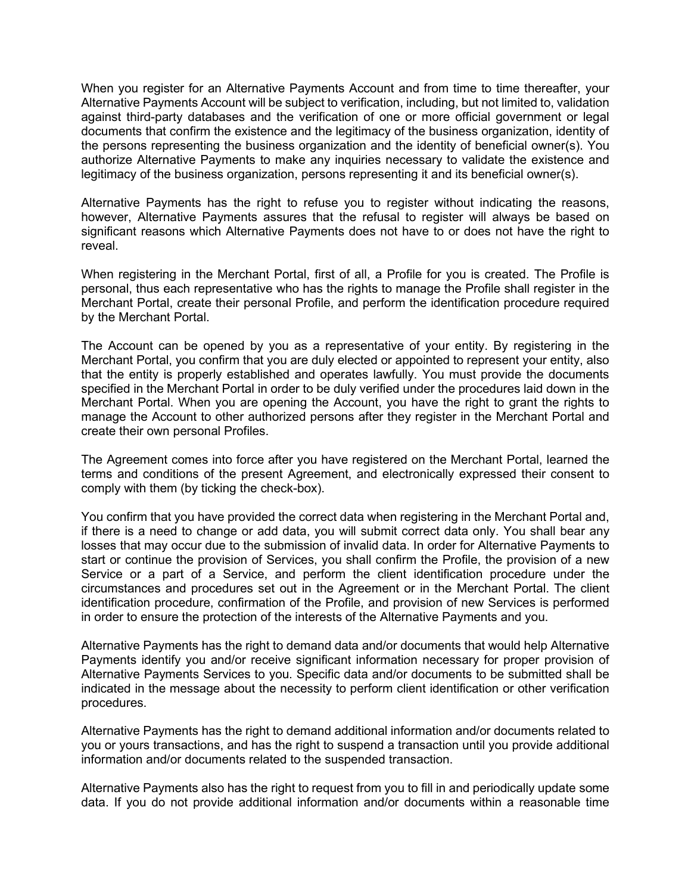When you register for an Alternative Payments Account and from time to time thereafter, your Alternative Payments Account will be subject to verification, including, but not limited to, validation against third-party databases and the verification of one or more official government or legal documents that confirm the existence and the legitimacy of the business organization, identity of the persons representing the business organization and the identity of beneficial owner(s). You authorize Alternative Payments to make any inquiries necessary to validate the existence and legitimacy of the business organization, persons representing it and its beneficial owner(s).

Alternative Payments has the right to refuse you to register without indicating the reasons, however, Alternative Payments assures that the refusal to register will always be based on significant reasons which Alternative Payments does not have to or does not have the right to reveal.

When registering in the Merchant Portal, first of all, a Profile for you is created. The Profile is personal, thus each representative who has the rights to manage the Profile shall register in the Merchant Portal, create their personal Profile, and perform the identification procedure required by the Merchant Portal.

The Account can be opened by you as a representative of your entity. By registering in the Merchant Portal, you confirm that you are duly elected or appointed to represent your entity, also that the entity is properly established and operates lawfully. You must provide the documents specified in the Merchant Portal in order to be duly verified under the procedures laid down in the Merchant Portal. When you are opening the Account, you have the right to grant the rights to manage the Account to other authorized persons after they register in the Merchant Portal and create their own personal Profiles.

The Agreement comes into force after you have registered on the Merchant Portal, learned the terms and conditions of the present Agreement, and electronically expressed their consent to comply with them (by ticking the check-box).

You confirm that you have provided the correct data when registering in the Merchant Portal and, if there is a need to change or add data, you will submit correct data only. You shall bear any losses that may occur due to the submission of invalid data. In order for Alternative Payments to start or continue the provision of Services, you shall confirm the Profile, the provision of a new Service or a part of a Service, and perform the client identification procedure under the circumstances and procedures set out in the Agreement or in the Merchant Portal. The client identification procedure, confirmation of the Profile, and provision of new Services is performed in order to ensure the protection of the interests of the Alternative Payments and you.

Alternative Payments has the right to demand data and/or documents that would help Alternative Payments identify you and/or receive significant information necessary for proper provision of Alternative Payments Services to you. Specific data and/or documents to be submitted shall be indicated in the message about the necessity to perform client identification or other verification procedures.

Alternative Payments has the right to demand additional information and/or documents related to you or yours transactions, and has the right to suspend a transaction until you provide additional information and/or documents related to the suspended transaction.

Alternative Payments also has the right to request from you to fill in and periodically update some data. If you do not provide additional information and/or documents within a reasonable time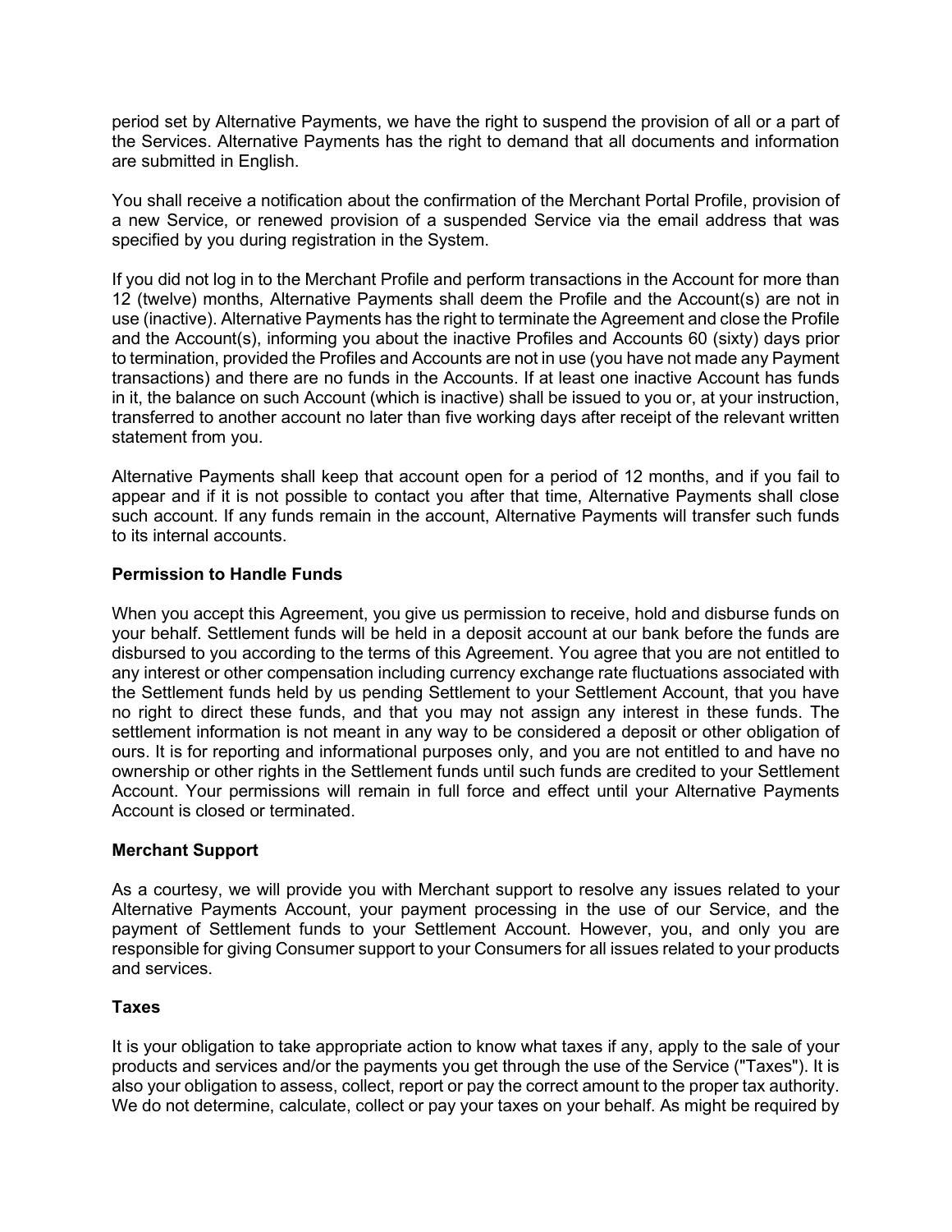period set by Alternative Payments, we have the right to suspend the provision of all or a part of the Services. Alternative Payments has the right to demand that all documents and information are submitted in English.

You shall receive a notification about the confirmation of the Merchant Portal Profile, provision of a new Service, or renewed provision of a suspended Service via the email address that was specified by you during registration in the System.

If you did not log in to the Merchant Profile and perform transactions in the Account for more than 12 (twelve) months, Alternative Payments shall deem the Profile and the Account(s) are not in use (inactive). Alternative Payments has the right to terminate the Agreement and close the Profile and the Account(s), informing you about the inactive Profiles and Accounts 60 (sixty) days prior to termination, provided the Profiles and Accounts are not in use (you have not made any Payment transactions) and there are no funds in the Accounts. If at least one inactive Account has funds in it, the balance on such Account (which is inactive) shall be issued to you or, at your instruction, transferred to another account no later than five working days after receipt of the relevant written statement from you.

Alternative Payments shall keep that account open for a period of 12 months, and if you fail to appear and if it is not possible to contact you after that time, Alternative Payments shall close such account. If any funds remain in the account, Alternative Payments will transfer such funds to its internal accounts.

**Permission to Handle Funds**

When you accept this Agreement, you give us permission to receive, hold and disburse funds on your behalf. Settlement funds will be held in a deposit account at our bank before the funds are disbursed to you according to the terms of this Agreement. You agree that you are not entitled to any interest or other compensation including currency exchange rate fluctuations associated with the Settlement funds held by us pending Settlement to your Settlement Account, that you have no right to direct these funds, and that you may not assign any interest in these funds. The settlement information is not meant in any way to be considered a deposit or other obligation of ours. It is for reporting and informational purposes only, and you are not entitled to and have no ownership or other rights in the Settlement funds until such funds are credited to your Settlement Account. Your permissions will remain in full force and effect until your Alternative Payments Account is closed or terminated.

**Merchant Support**

As a courtesy, we will provide you with Merchant support to resolve any issues related to your Alternative Payments Account, your payment processing in the use of our Service, and the payment of Settlement funds to your Settlement Account. However, you, and only you are responsible for giving Consumer support to your Consumers for all issues related to your products and services.

**Taxes**

It is your obligation to take appropriate action to know what taxes if any, apply to the sale of your products and services and/or the payments you get through the use of the Service ("Taxes"). It is also your obligation to assess, collect, report or pay the correct amount to the proper tax authority. We do not determine, calculate, collect or pay your taxes on your behalf. As might be required by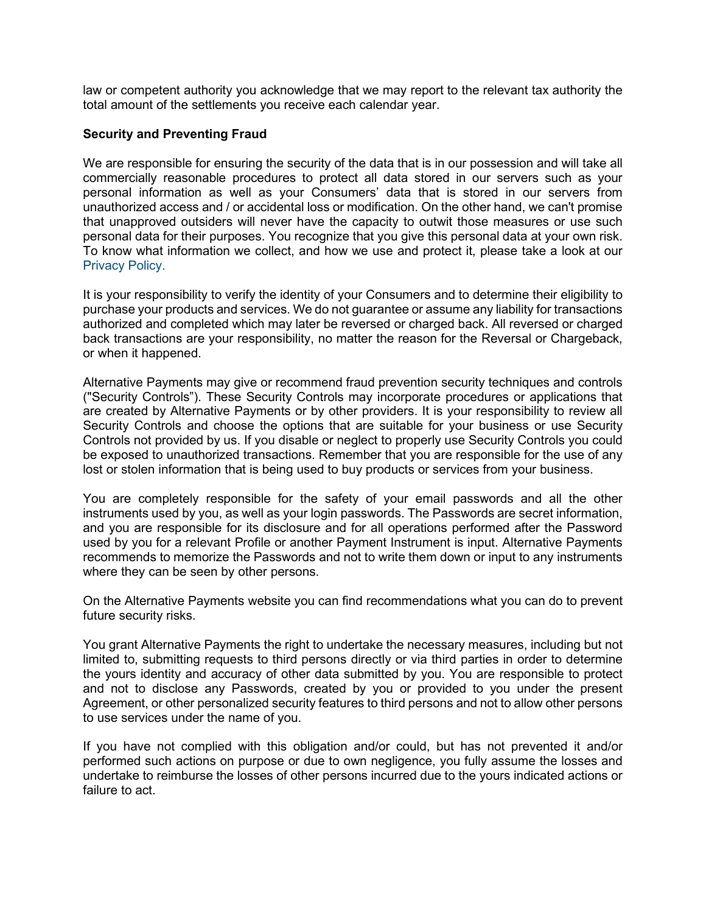law or competent authority you acknowledge that we may report to the relevant tax authority the total amount of the settlements you receive each calendar year.

**Security and Preventing Fraud**

We are responsible for ensuring the security of the data that is in our possession and will take all commercially reasonable procedures to protect all data stored in our servers such as your personal information as well as your Consumers' data that is stored in our servers from unauthorized access and / or accidental loss or modification. On the other hand, we can't promise that unapproved outsiders will never have the capacity to outwit those measures or use such personal data for their purposes. You recognize that you give this personal data at your own risk. To know what information we collect, and how we use and protect it, please take a look at our Privacy Policy.

It is your responsibility to verify the identity of your Consumers and to determine their eligibility to purchase your products and services. We do not guarantee or assume any liability for transactions authorized and completed which may later be reversed or charged back. All reversed or charged back transactions are your responsibility, no matter the reason for the Reversal or Chargeback, or when it happened.

Alternative Payments may give or recommend fraud prevention security techniques and controls ("Security Controls"). These Security Controls may incorporate procedures or applications that are created by Alternative Payments or by other providers. It is your responsibility to review all Security Controls and choose the options that are suitable for your business or use Security Controls not provided by us. If you disable or neglect to properly use Security Controls you could be exposed to unauthorized transactions. Remember that you are responsible for the use of any lost or stolen information that is being used to buy products or services from your business.

You are completely responsible for the safety of your email passwords and all the other instruments used by you, as well as your login passwords. The Passwords are secret information, and you are responsible for its disclosure and for all operations performed after the Password used by you for a relevant Profile or another Payment Instrument is input. Alternative Payments recommends to memorize the Passwords and not to write them down or input to any instruments where they can be seen by other persons.

On the Alternative Payments website you can find recommendations what you can do to prevent future security risks.

You grant Alternative Payments the right to undertake the necessary measures, including but not limited to, submitting requests to third persons directly or via third parties in order to determine the yours identity and accuracy of other data submitted by you. You are responsible to protect and not to disclose any Passwords, created by you or provided to you under the present Agreement, or other personalized security features to third persons and not to allow other persons to use services under the name of you.

If you have not complied with this obligation and/or could, but has not prevented it and/or performed such actions on purpose or due to own negligence, you fully assume the losses and undertake to reimburse the losses of other persons incurred due to the yours indicated actions or failure to act.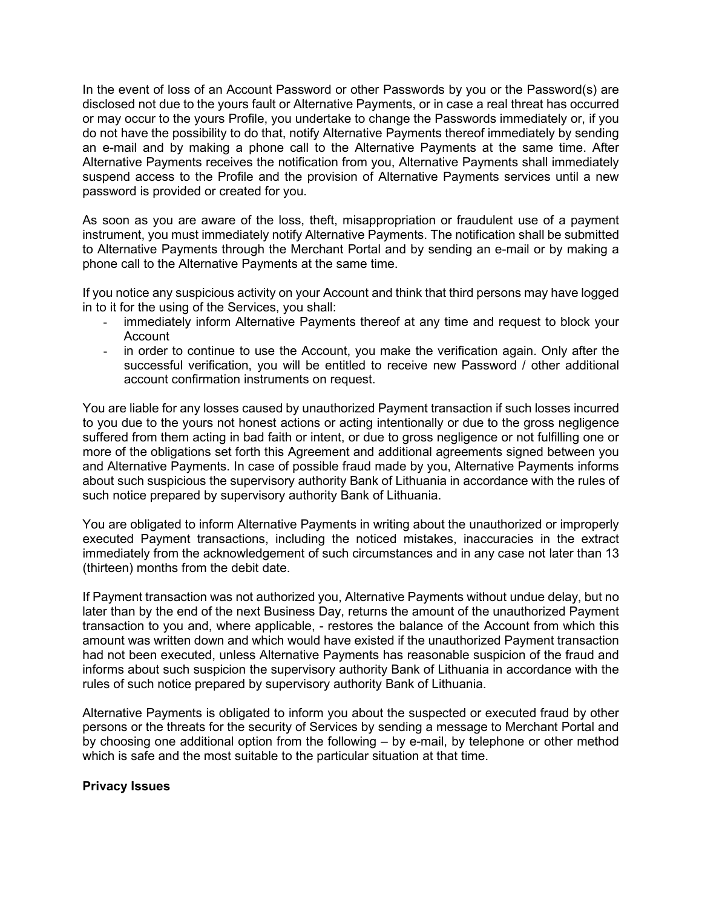In the event of loss of an Account Password or other Passwords by you or the Password(s) are disclosed not due to the yours fault or Alternative Payments, or in case a real threat has occurred or may occur to the yours Profile, you undertake to change the Passwords immediately or, if you do not have the possibility to do that, notify Alternative Payments thereof immediately by sending an e-mail and by making a phone call to the Alternative Payments at the same time. After Alternative Payments receives the notification from you, Alternative Payments shall immediately suspend access to the Profile and the provision of Alternative Payments services until a new password is provided or created for you.

As soon as you are aware of the loss, theft, misappropriation or fraudulent use of a payment instrument, you must immediately notify Alternative Payments. The notification shall be submitted to Alternative Payments through the Merchant Portal and by sending an e-mail or by making a phone call to the Alternative Payments at the same time.

If you notice any suspicious activity on your Account and think that third persons may have logged in to it for the using of the Services, you shall:

- immediately inform Alternative Payments thereof at any time and request to block your Account
- in order to continue to use the Account, you make the verification again. Only after the successful verification, you will be entitled to receive new Password / other additional account confirmation instruments on request.

You are liable for any losses caused by unauthorized Payment transaction if such losses incurred to you due to the yours not honest actions or acting intentionally or due to the gross negligence suffered from them acting in bad faith or intent, or due to gross negligence or not fulfilling one or more of the obligations set forth this Agreement and additional agreements signed between you and Alternative Payments. In case of possible fraud made by you, Alternative Payments informs about such suspicious the supervisory authority Bank of Lithuania in accordance with the rules of such notice prepared by supervisory authority Bank of Lithuania.

You are obligated to inform Alternative Payments in writing about the unauthorized or improperly executed Payment transactions, including the noticed mistakes, inaccuracies in the extract immediately from the acknowledgement of such circumstances and in any case not later than 13 (thirteen) months from the debit date.

If Payment transaction was not authorized you, Alternative Payments without undue delay, but no later than by the end of the next Business Day, returns the amount of the unauthorized Payment transaction to you and, where applicable, - restores the balance of the Account from which this amount was written down and which would have existed if the unauthorized Payment transaction had not been executed, unless Alternative Payments has reasonable suspicion of the fraud and informs about such suspicion the supervisory authority Bank of Lithuania in accordance with the rules of such notice prepared by supervisory authority Bank of Lithuania.

Alternative Payments is obligated to inform you about the suspected or executed fraud by other persons or the threats for the security of Services by sending a message to Merchant Portal and by choosing one additional option from the following – by e-mail, by telephone or other method which is safe and the most suitable to the particular situation at that time.

**Privacy Issues**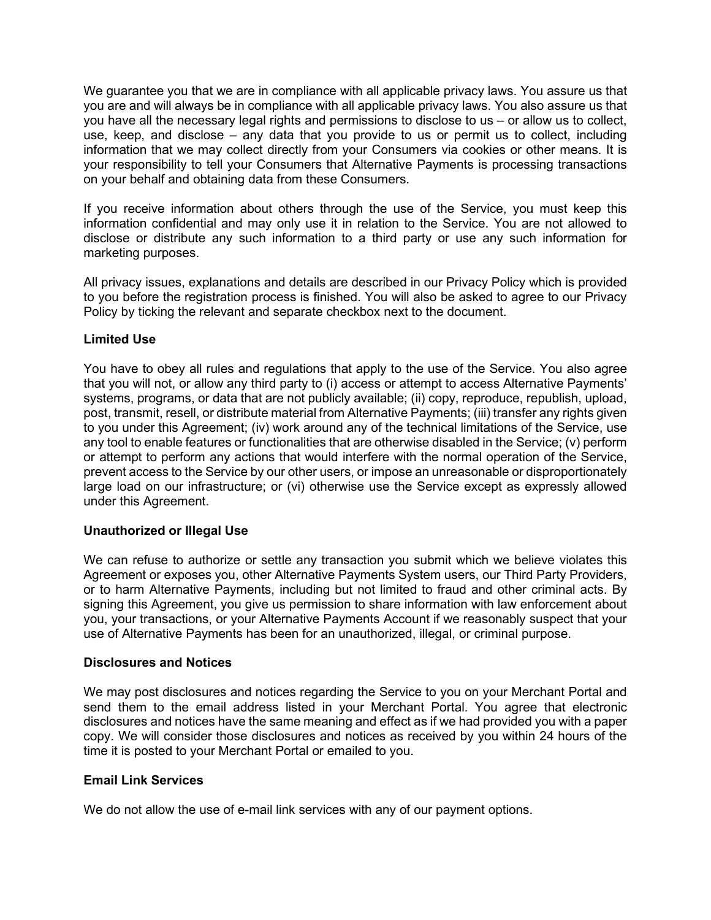We guarantee you that we are in compliance with all applicable privacy laws. You assure us that you are and will always be in compliance with all applicable privacy laws. You also assure us that you have all the necessary legal rights and permissions to disclose to us – or allow us to collect, use, keep, and disclose – any data that you provide to us or permit us to collect, including information that we may collect directly from your Consumers via cookies or other means. It is your responsibility to tell your Consumers that Alternative Payments is processing transactions on your behalf and obtaining data from these Consumers.

If you receive information about others through the use of the Service, you must keep this information confidential and may only use it in relation to the Service. You are not allowed to disclose or distribute any such information to a third party or use any such information for marketing purposes.

All privacy issues, explanations and details are described in our Privacy Policy which is provided to you before the registration process is finished. You will also be asked to agree to our Privacy Policy by ticking the relevant and separate checkbox next to the document.

**Limited Use**

You have to obey all rules and regulations that apply to the use of the Service. You also agree that you will not, or allow any third party to (i) access or attempt to access Alternative Payments' systems, programs, or data that are not publicly available; (ii) copy, reproduce, republish, upload, post, transmit, resell, or distribute material from Alternative Payments; (iii) transfer any rights given to you under this Agreement; (iv) work around any of the technical limitations of the Service, use any tool to enable features or functionalities that are otherwise disabled in the Service; (v) perform or attempt to perform any actions that would interfere with the normal operation of the Service, prevent access to the Service by our other users, or impose an unreasonable or disproportionately large load on our infrastructure; or (vi) otherwise use the Service except as expressly allowed under this Agreement.

**Unauthorized or Illegal Use**

We can refuse to authorize or settle any transaction you submit which we believe violates this Agreement or exposes you, other Alternative Payments System users, our Third Party Providers, or to harm Alternative Payments, including but not limited to fraud and other criminal acts. By signing this Agreement, you give us permission to share information with law enforcement about you, your transactions, or your Alternative Payments Account if we reasonably suspect that your use of Alternative Payments has been for an unauthorized, illegal, or criminal purpose.

**Disclosures and Notices**

We may post disclosures and notices regarding the Service to you on your Merchant Portal and send them to the email address listed in your Merchant Portal. You agree that electronic disclosures and notices have the same meaning and effect as if we had provided you with a paper copy. We will consider those disclosures and notices as received by you within 24 hours of the time it is posted to your Merchant Portal or emailed to you.

**Email Link Services**

We do not allow the use of e-mail link services with any of our payment options.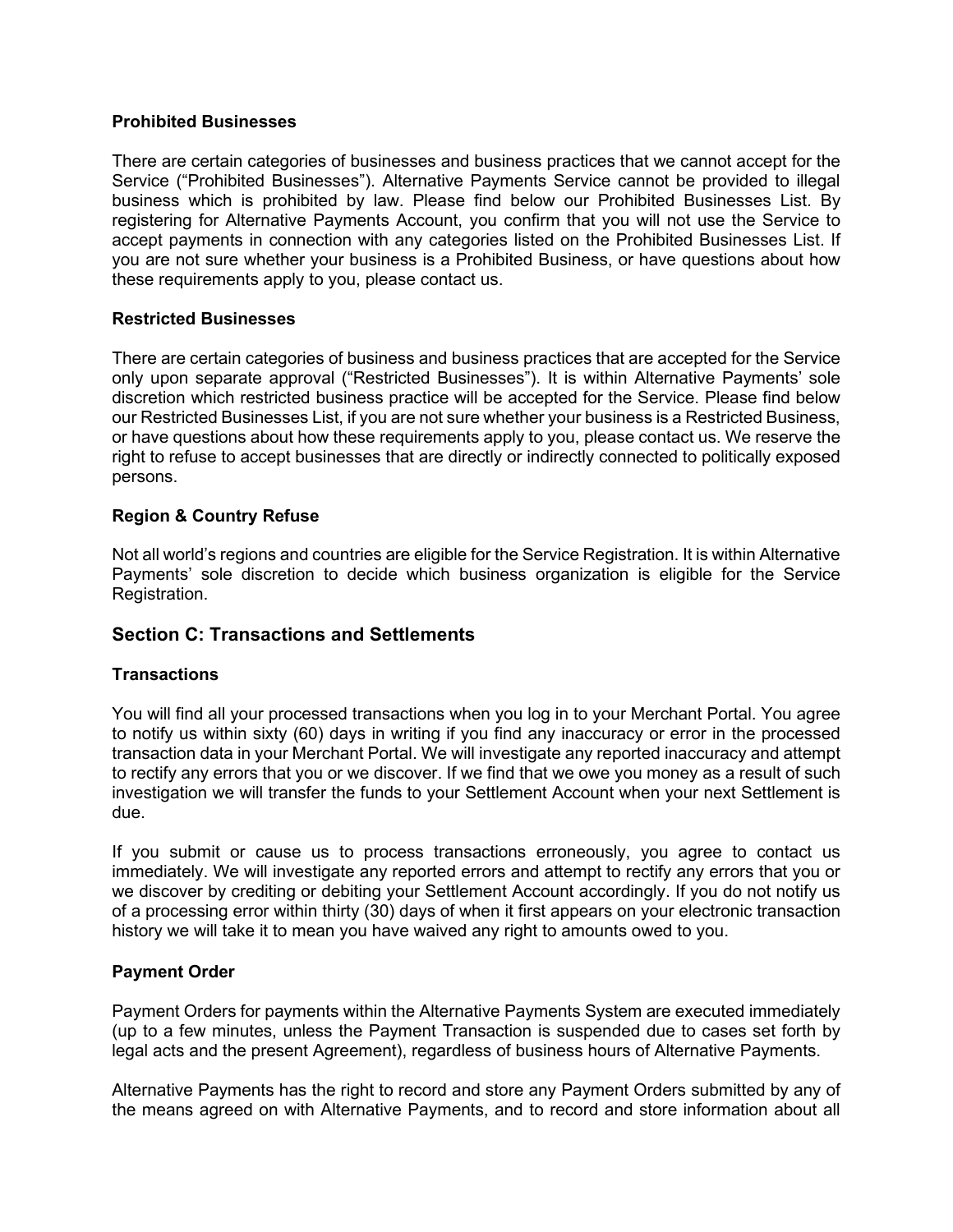### Prohibited Businesses

There are certain categories of businesses and business practices that we cannot accept for the Service ("Prohibited Businesses"). Alternative Payments Service cannot be provided to illegal business which is prohibited by law. Please find below our Prohibited Businesses List. By registering for Alternative Payments Account, you confirm that you will not use the Service to accept payments in connection with any categories listed on the Prohibited Businesses List. If you are not sure whether your business is a Prohibited Business, or have questions about how these requirements apply to you, please contact us.

### Restricted Businesses

There are certain categories of business and business practices that are accepted for the Service only upon separate approval ("Restricted Businesses"). It is within Alternative Payments' sole discretion which restricted business practice will be accepted for the Service. Please find below our Restricted Businesses List, if you are not sure whether your business is a Restricted Business, or have questions about how these requirements apply to you, please contact us. We reserve the right to refuse to accept businesses that are directly or indirectly connected to politically exposed persons.

### Region & Country Refuse

Not all world's regions and countries are eligible for the Service Registration. It is within Alternative Payments' sole discretion to decide which business organization is eligible for the Service Registration.

## Section C: Transactions and Settlements

### Transactions

You will find all your processed transactions when you log in to your Merchant Portal. You agree to notify us within sixty (60) days in writing if you find any inaccuracy or error in the processed transaction data in your Merchant Portal. We will investigate any reported inaccuracy and attempt to rectify any errors that you or we discover. If we find that we owe you money as a result of such investigation we will transfer the funds to your Settlement Account when your next Settlement is due.

If you submit or cause us to process transactions erroneously, you agree to contact us immediately. We will investigate any reported errors and attempt to rectify any errors that you or we discover by crediting or debiting your Settlement Account accordingly. If you do not notify us of a processing error within thirty (30) days of when it first appears on your electronic transaction history we will take it to mean you have waived any right to amounts owed to you.

### Payment Order

Payment Orders for payments within the Alternative Payments System are executed immediately (up to a few minutes, unless the Payment Transaction is suspended due to cases set forth by legal acts and the present Agreement), regardless of business hours of Alternative Payments.

Alternative Payments has the right to record and store any Payment Orders submitted by any of the means agreed on with Alternative Payments, and to record and store information about all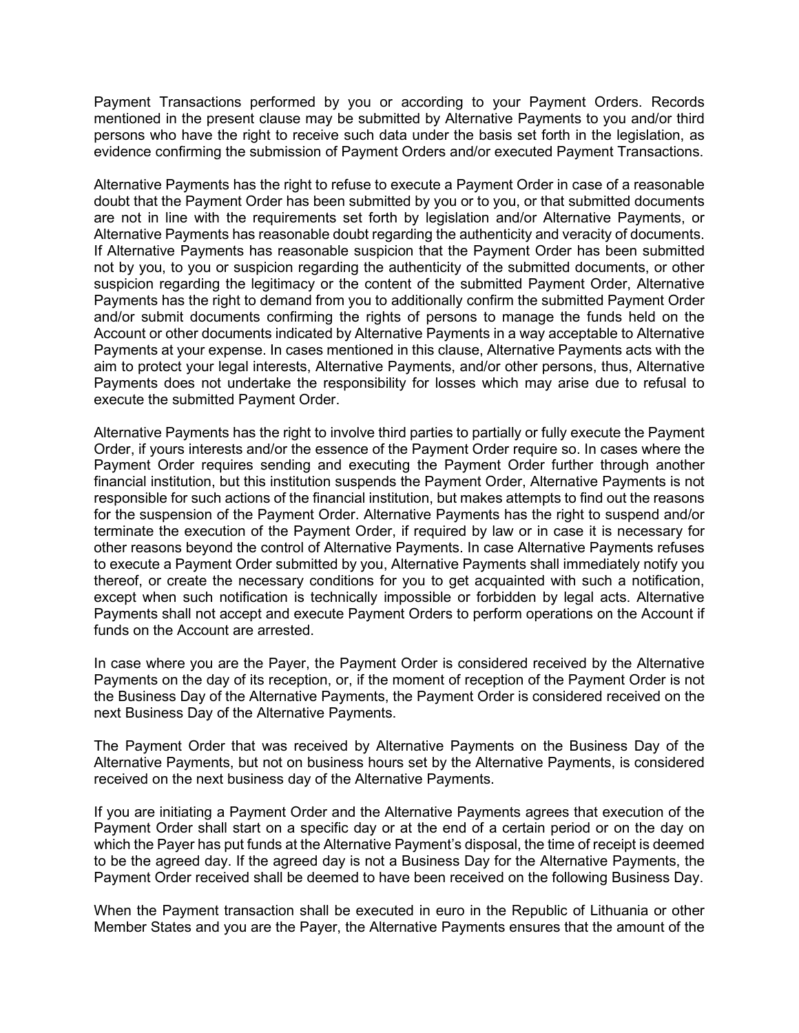Payment Transactions performed by you or according to your Payment Orders. Records mentioned in the present clause may be submitted by Alternative Payments to you and/or third persons who have the right to receive such data under the basis set forth in the legislation, as evidence confirming the submission of Payment Orders and/or executed Payment Transactions.

Alternative Payments has the right to refuse to execute a Payment Order in case of a reasonable doubt that the Payment Order has been submitted by you or to you, or that submitted documents are not in line with the requirements set forth by legislation and/or Alternative Payments, or Alternative Payments has reasonable doubt regarding the authenticity and veracity of documents. If Alternative Payments has reasonable suspicion that the Payment Order has been submitted not by you, to you or suspicion regarding the authenticity of the submitted documents, or other suspicion regarding the legitimacy or the content of the submitted Payment Order, Alternative Payments has the right to demand from you to additionally confirm the submitted Payment Order and/or submit documents confirming the rights of persons to manage the funds held on the Account or other documents indicated by Alternative Payments in a way acceptable to Alternative Payments at your expense. In cases mentioned in this clause, Alternative Payments acts with the aim to protect your legal interests, Alternative Payments, and/or other persons, thus, Alternative Payments does not undertake the responsibility for losses which may arise due to refusal to execute the submitted Payment Order.

Alternative Payments has the right to involve third parties to partially or fully execute the Payment Order, if yours interests and/or the essence of the Payment Order require so. In cases where the Payment Order requires sending and executing the Payment Order further through another financial institution, but this institution suspends the Payment Order, Alternative Payments is not responsible for such actions of the financial institution, but makes attempts to find out the reasons for the suspension of the Payment Order. Alternative Payments has the right to suspend and/or terminate the execution of the Payment Order, if required by law or in case it is necessary for other reasons beyond the control of Alternative Payments. In case Alternative Payments refuses to execute a Payment Order submitted by you, Alternative Payments shall immediately notify you thereof, or create the necessary conditions for you to get acquainted with such a notification, except when such notification is technically impossible or forbidden by legal acts. Alternative Payments shall not accept and execute Payment Orders to perform operations on the Account if funds on the Account are arrested.

In case where you are the Payer, the Payment Order is considered received by the Alternative Payments on the day of its reception, or, if the moment of reception of the Payment Order is not the Business Day of the Alternative Payments, the Payment Order is considered received on the next Business Day of the Alternative Payments.

The Payment Order that was received by Alternative Payments on the Business Day of the Alternative Payments, but not on business hours set by the Alternative Payments, is considered received on the next business day of the Alternative Payments.

If you are initiating a Payment Order and the Alternative Payments agrees that execution of the Payment Order shall start on a specific day or at the end of a certain period or on the day on which the Payer has put funds at the Alternative Payment's disposal, the time of receipt is deemed to be the agreed day. If the agreed day is not a Business Day for the Alternative Payments, the Payment Order received shall be deemed to have been received on the following Business Day.

When the Payment transaction shall be executed in euro in the Republic of Lithuania or other Member States and you are the Payer, the Alternative Payments ensures that the amount of the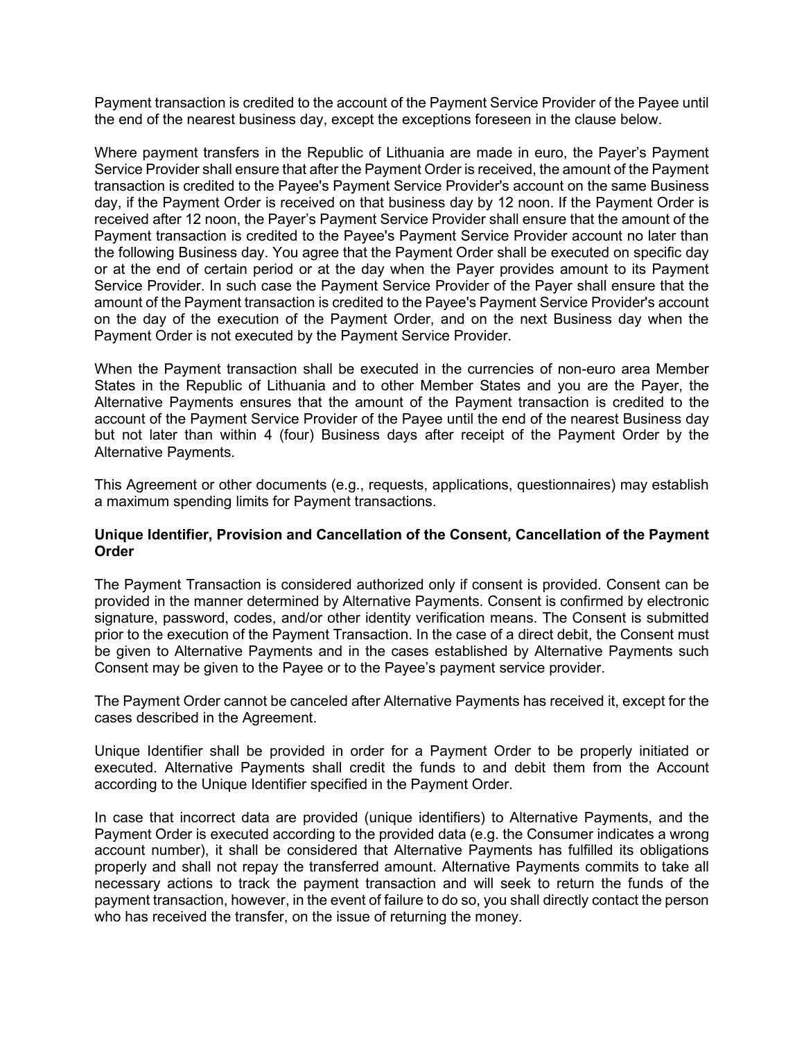Payment transaction is credited to the account of the Payment Service Provider of the Payee until the end of the nearest business day, except the exceptions foreseen in the clause below.

Where payment transfers in the Republic of Lithuania are made in euro, the Payer's Payment Service Provider shall ensure that after the Payment Order is received, the amount of the Payment transaction is credited to the Payee's Payment Service Provider's account on the same Business day, if the Payment Order is received on that business day by 12 noon. If the Payment Order is received after 12 noon, the Payer's Payment Service Provider shall ensure that the amount of the Payment transaction is credited to the Payee's Payment Service Provider account no later than the following Business day. You agree that the Payment Order shall be executed on specific day or at the end of certain period or at the day when the Payer provides amount to its Payment Service Provider. In such case the Payment Service Provider of the Payer shall ensure that the amount of the Payment transaction is credited to the Payee's Payment Service Provider's account on the day of the execution of the Payment Order, and on the next Business day when the Payment Order is not executed by the Payment Service Provider.

When the Payment transaction shall be executed in the currencies of non-euro area Member States in the Republic of Lithuania and to other Member States and you are the Payer, the Alternative Payments ensures that the amount of the Payment transaction is credited to the account of the Payment Service Provider of the Payee until the end of the nearest Business day but not later than within 4 (four) Business days after receipt of the Payment Order by the Alternative Payments.

This Agreement or other documents (e.g., requests, applications, questionnaires) may establish a maximum spending limits for Payment transactions.

**Unique Identifier, Provision and Cancellation of the Consent, Cancellation of the Payment Order**

The Payment Transaction is considered authorized only if consent is provided. Consent can be provided in the manner determined by Alternative Payments. Consent is confirmed by electronic signature, password, codes, and/or other identity verification means. The Consent is submitted prior to the execution of the Payment Transaction. In the case of a direct debit, the Consent must be given to Alternative Payments and in the cases established by Alternative Payments such Consent may be given to the Payee or to the Payee's payment service provider.

The Payment Order cannot be canceled after Alternative Payments has received it, except for the cases described in the Agreement.

Unique Identifier shall be provided in order for a Payment Order to be properly initiated or executed. Alternative Payments shall credit the funds to and debit them from the Account according to the Unique Identifier specified in the Payment Order.

In case that incorrect data are provided (unique identifiers) to Alternative Payments, and the Payment Order is executed according to the provided data (e.g. the Consumer indicates a wrong account number), it shall be considered that Alternative Payments has fulfilled its obligations properly and shall not repay the transferred amount. Alternative Payments commits to take all necessary actions to track the payment transaction and will seek to return the funds of the payment transaction, however, in the event of failure to do so, you shall directly contact the person who has received the transfer, on the issue of returning the money.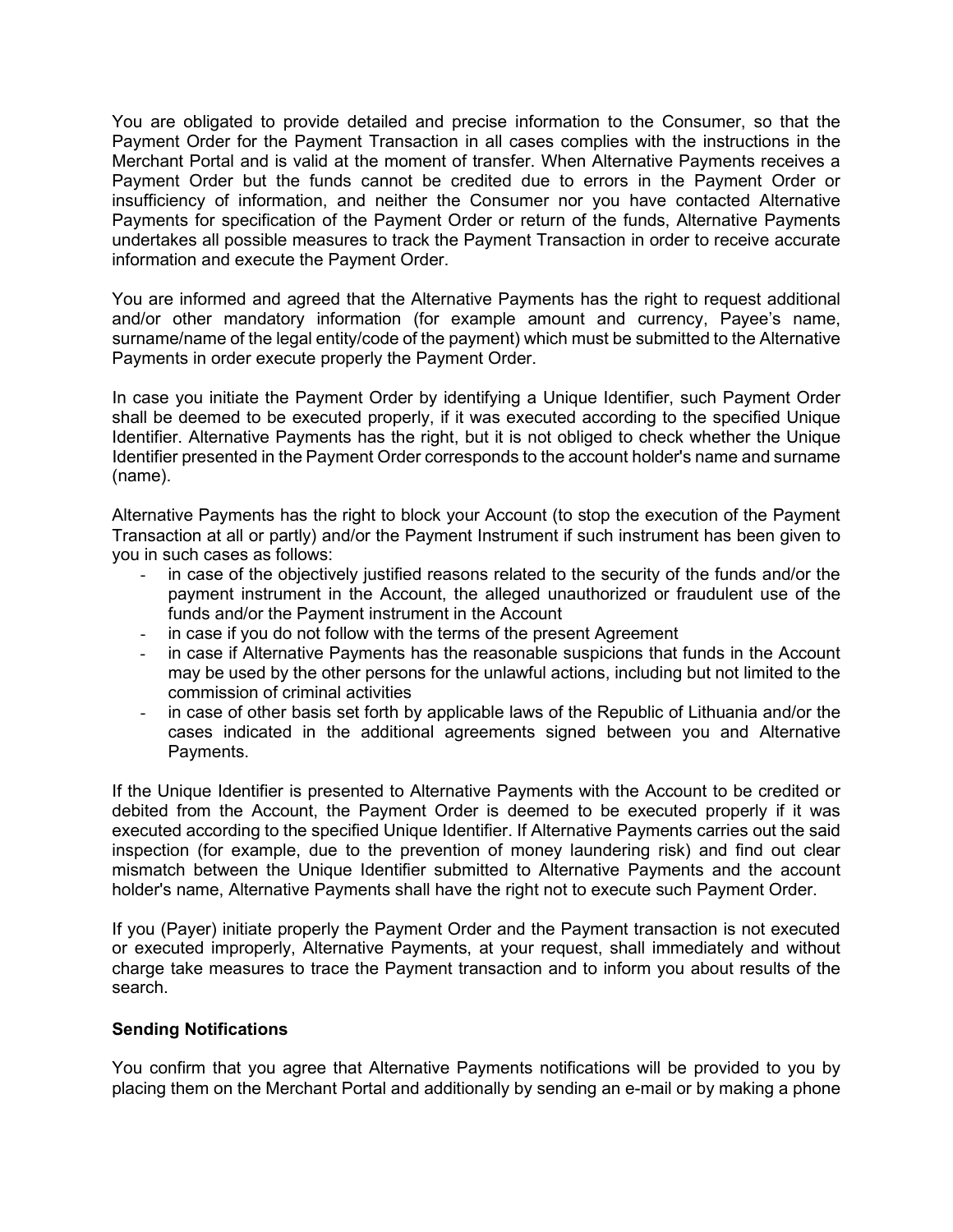You are obligated to provide detailed and precise information to the Consumer, so that the Payment Order for the Payment Transaction in all cases complies with the instructions in the Merchant Portal and is valid at the moment of transfer. When Alternative Payments receives a Payment Order but the funds cannot be credited due to errors in the Payment Order or insufficiency of information, and neither the Consumer nor you have contacted Alternative Payments for specification of the Payment Order or return of the funds, Alternative Payments undertakes all possible measures to track the Payment Transaction in order to receive accurate information and execute the Payment Order.

You are informed and agreed that the Alternative Payments has the right to request additional and/or other mandatory information (for example amount and currency, Payee's name, surname/name of the legal entity/code of the payment) which must be submitted to the Alternative Payments in order execute properly the Payment Order.

In case you initiate the Payment Order by identifying a Unique Identifier, such Payment Order shall be deemed to be executed properly, if it was executed according to the specified Unique Identifier. Alternative Payments has the right, but it is not obliged to check whether the Unique Identifier presented in the Payment Order corresponds to the account holder's name and surname (name).

Alternative Payments has the right to block your Account (to stop the execution of the Payment Transaction at all or partly) and/or the Payment Instrument if such instrument has been given to you in such cases as follows:

- in case of the objectively justified reasons related to the security of the funds and/or the payment instrument in the Account, the alleged unauthorized or fraudulent use of the funds and/or the Payment instrument in the Account
- in case if you do not follow with the terms of the present Agreement
- in case if Alternative Payments has the reasonable suspicions that funds in the Account may be used by the other persons for the unlawful actions, including but not limited to the commission of criminal activities
- in case of other basis set forth by applicable laws of the Republic of Lithuania and/or the cases indicated in the additional agreements signed between you and Alternative Payments.

If the Unique Identifier is presented to Alternative Payments with the Account to be credited or debited from the Account, the Payment Order is deemed to be executed properly if it was executed according to the specified Unique Identifier. If Alternative Payments carries out the said inspection (for example, due to the prevention of money laundering risk) and find out clear mismatch between the Unique Identifier submitted to Alternative Payments and the account holder's name, Alternative Payments shall have the right not to execute such Payment Order.

If you (Payer) initiate properly the Payment Order and the Payment transaction is not executed or executed improperly, Alternative Payments, at your request, shall immediately and without charge take measures to trace the Payment transaction and to inform you about results of the search.

**Sending Notifications**

You confirm that you agree that Alternative Payments notifications will be provided to you by placing them on the Merchant Portal and additionally by sending an e-mail or by making a phone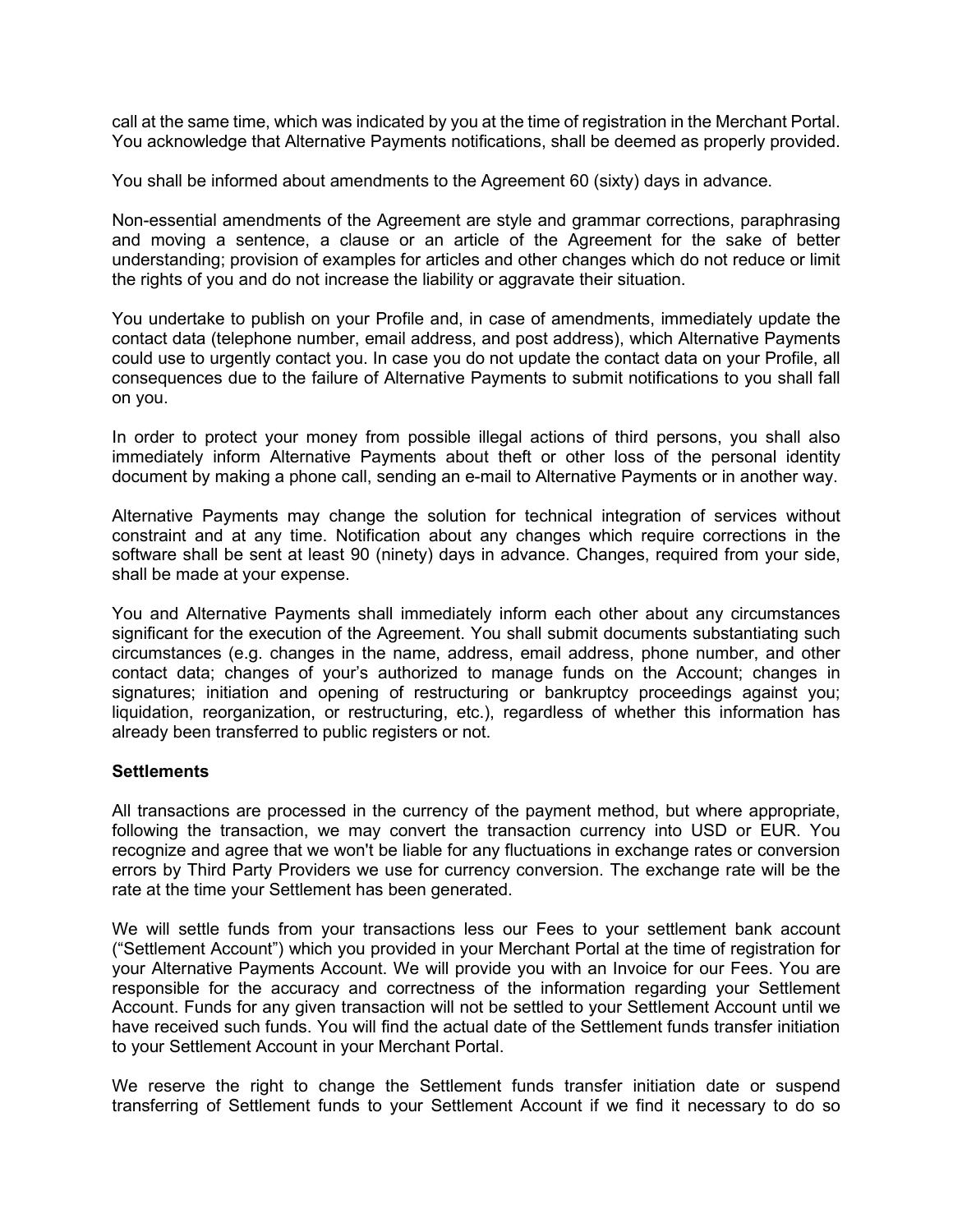call at the same time, which was indicated by you at the time of registration in the Merchant Portal. You acknowledge that Alternative Payments notifications, shall be deemed as properly provided.

You shall be informed about amendments to the Agreement 60 (sixty) days in advance.

Non-essential amendments of the Agreement are style and grammar corrections, paraphrasing and moving a sentence, a clause or an article of the Agreement for the sake of better understanding; provision of examples for articles and other changes which do not reduce or limit the rights of you and do not increase the liability or aggravate their situation.

You undertake to publish on your Profile and, in case of amendments, immediately update the contact data (telephone number, email address, and post address), which Alternative Payments could use to urgently contact you. In case you do not update the contact data on your Profile, all consequences due to the failure of Alternative Payments to submit notifications to you shall fall on you.

In order to protect your money from possible illegal actions of third persons, you shall also immediately inform Alternative Payments about theft or other loss of the personal identity document by making a phone call, sending an e-mail to Alternative Payments or in another way.

Alternative Payments may change the solution for technical integration of services without constraint and at any time. Notification about any changes which require corrections in the software shall be sent at least 90 (ninety) days in advance. Changes, required from your side, shall be made at your expense.

You and Alternative Payments shall immediately inform each other about any circumstances significant for the execution of the Agreement. You shall submit documents substantiating such circumstances (e.g. changes in the name, address, email address, phone number, and other contact data; changes of your's authorized to manage funds on the Account; changes in signatures; initiation and opening of restructuring or bankruptcy proceedings against you; liquidation, reorganization, or restructuring, etc.), regardless of whether this information has already been transferred to public registers or not.

**Settlements**

All transactions are processed in the currency of the payment method, but where appropriate, following the transaction, we may convert the transaction currency into USD or EUR. You recognize and agree that we won't be liable for any fluctuations in exchange rates or conversion errors by Third Party Providers we use for currency conversion. The exchange rate will be the rate at the time your Settlement has been generated.

We will settle funds from your transactions less our Fees to your settlement bank account ("Settlement Account") which you provided in your Merchant Portal at the time of registration for your Alternative Payments Account. We will provide you with an Invoice for our Fees. You are responsible for the accuracy and correctness of the information regarding your Settlement Account. Funds for any given transaction will not be settled to your Settlement Account until we have received such funds. You will find the actual date of the Settlement funds transfer initiation to your Settlement Account in your Merchant Portal.

We reserve the right to change the Settlement funds transfer initiation date or suspend transferring of Settlement funds to your Settlement Account if we find it necessary to do so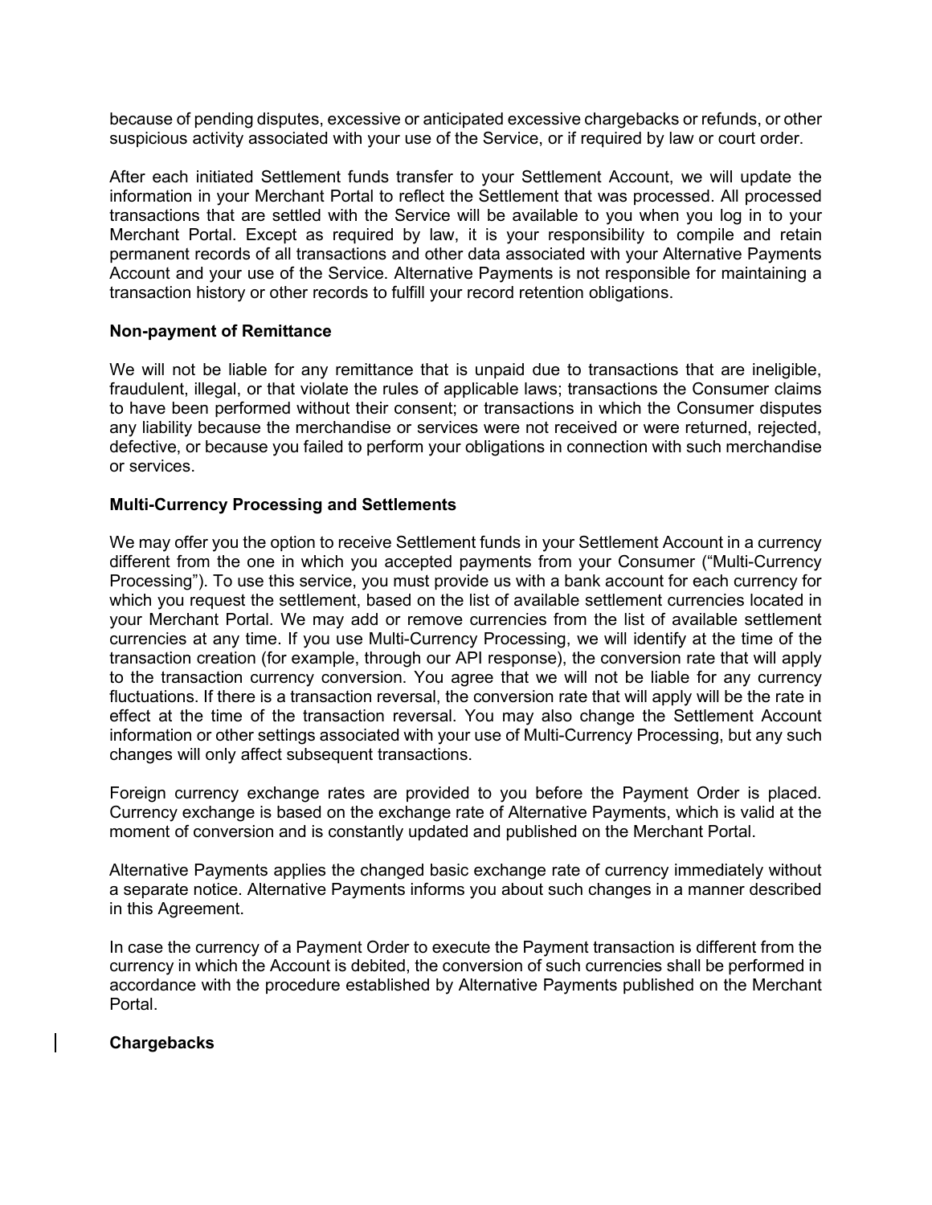because of pending disputes, excessive or anticipated excessive chargebacks or refunds, or other suspicious activity associated with your use of the Service, or if required by law or court order.

After each initiated Settlement funds transfer to your Settlement Account, we will update the information in your Merchant Portal to reflect the Settlement that was processed. All processed transactions that are settled with the Service will be available to you when you log in to your Merchant Portal. Except as required by law, it is your responsibility to compile and retain permanent records of all transactions and other data associated with your Alternative Payments Account and your use of the Service. Alternative Payments is not responsible for maintaining a transaction history or other records to fulfill your record retention obligations.

**Non-payment of Remittance**

We will not be liable for any remittance that is unpaid due to transactions that are ineligible, fraudulent, illegal, or that violate the rules of applicable laws; transactions the Consumer claims to have been performed without their consent; or transactions in which the Consumer disputes any liability because the merchandise or services were not received or were returned, rejected, defective, or because you failed to perform your obligations in connection with such merchandise or services.

**Multi-Currency Processing and Settlements**

We may offer you the option to receive Settlement funds in your Settlement Account in a currency different from the one in which you accepted payments from your Consumer ("Multi-Currency Processing"). To use this service, you must provide us with a bank account for each currency for which you request the settlement, based on the list of available settlement currencies located in your Merchant Portal. We may add or remove currencies from the list of available settlement currencies at any time. If you use Multi-Currency Processing, we will identify at the time of the transaction creation (for example, through our API response), the conversion rate that will apply to the transaction currency conversion. You agree that we will not be liable for any currency fluctuations. If there is a transaction reversal, the conversion rate that will apply will be the rate in effect at the time of the transaction reversal. You may also change the Settlement Account information or other settings associated with your use of Multi-Currency Processing, but any such changes will only affect subsequent transactions.

Foreign currency exchange rates are provided to you before the Payment Order is placed. Currency exchange is based on the exchange rate of Alternative Payments, which is valid at the moment of conversion and is constantly updated and published on the Merchant Portal.

Alternative Payments applies the changed basic exchange rate of currency immediately without a separate notice. Alternative Payments informs you about such changes in a manner described in this Agreement.

In case the currency of a Payment Order to execute the Payment transaction is different from the currency in which the Account is debited, the conversion of such currencies shall be performed in accordance with the procedure established by Alternative Payments published on the Merchant Portal.

**Chargebacks**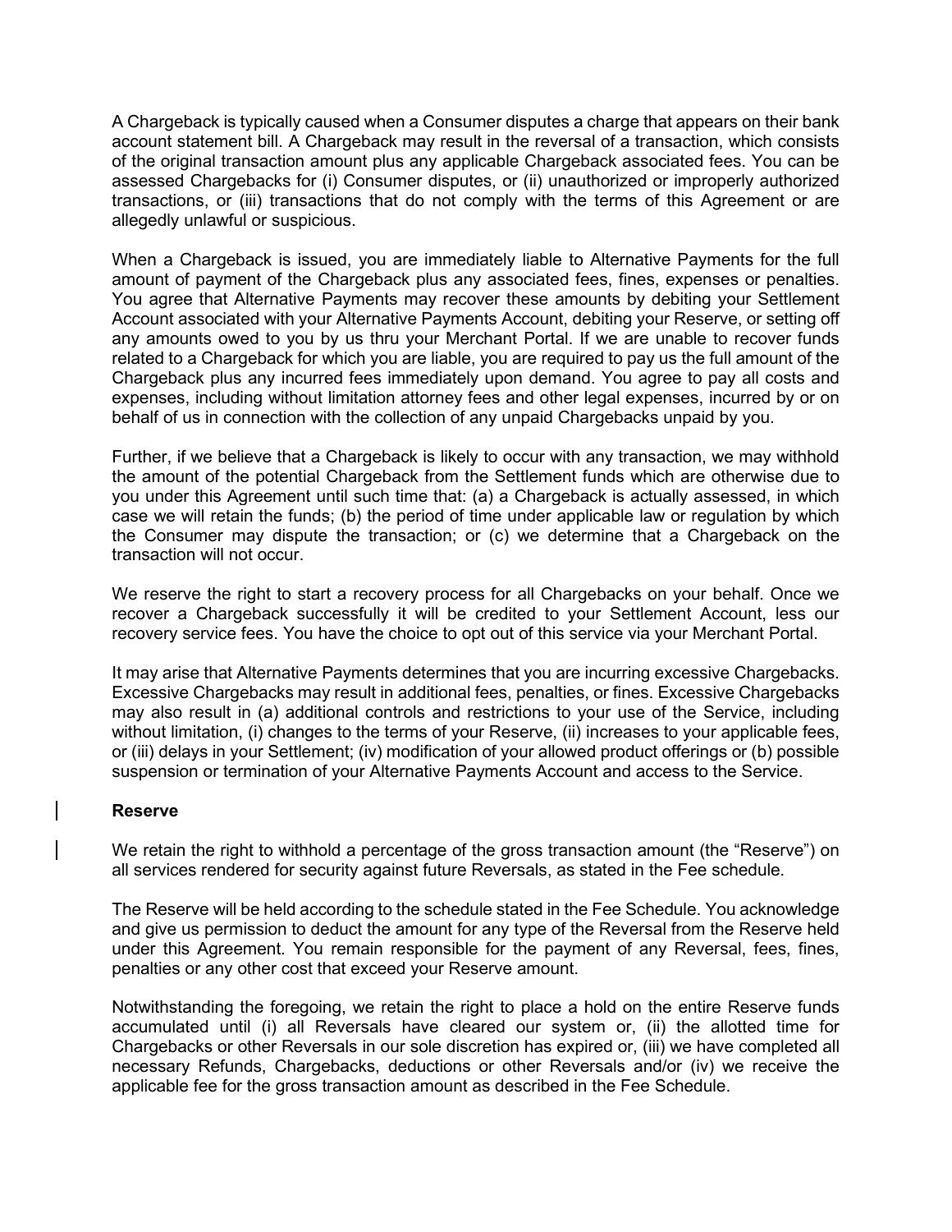A Chargeback is typically caused when a Consumer disputes a charge that appears on their bank account statement bill. A Chargeback may result in the reversal of a transaction, which consists of the original transaction amount plus any applicable Chargeback associated fees. You can be assessed Chargebacks for (i) Consumer disputes, or (ii) unauthorized or improperly authorized transactions, or (iii) transactions that do not comply with the terms of this Agreement or are allegedly unlawful or suspicious.

When a Chargeback is issued, you are immediately liable to Alternative Payments for the full amount of payment of the Chargeback plus any associated fees, fines, expenses or penalties. You agree that Alternative Payments may recover these amounts by debiting your Settlement Account associated with your Alternative Payments Account, debiting your Reserve, or setting off any amounts owed to you by us thru your Merchant Portal. If we are unable to recover funds related to a Chargeback for which you are liable, you are required to pay us the full amount of the Chargeback plus any incurred fees immediately upon demand. You agree to pay all costs and expenses, including without limitation attorney fees and other legal expenses, incurred by or on behalf of us in connection with the collection of any unpaid Chargebacks unpaid by you.

Further, if we believe that a Chargeback is likely to occur with any transaction, we may withhold the amount of the potential Chargeback from the Settlement funds which are otherwise due to you under this Agreement until such time that: (a) a Chargeback is actually assessed, in which case we will retain the funds; (b) the period of time under applicable law or regulation by which the Consumer may dispute the transaction; or (c) we determine that a Chargeback on the transaction will not occur.

We reserve the right to start a recovery process for all Chargebacks on your behalf. Once we recover a Chargeback successfully it will be credited to your Settlement Account, less our recovery service fees. You have the choice to opt out of this service via your Merchant Portal.

It may arise that Alternative Payments determines that you are incurring excessive Chargebacks. Excessive Chargebacks may result in additional fees, penalties, or fines. Excessive Chargebacks may also result in (a) additional controls and restrictions to your use of the Service, including without limitation, (i) changes to the terms of your Reserve, (ii) increases to your applicable fees, or (iii) delays in your Settlement; (iv) modification of your allowed product offerings or (b) possible suspension or termination of your Alternative Payments Account and access to the Service.

**Reserve**

We retain the right to withhold a percentage of the gross transaction amount (the "Reserve") on all services rendered for security against future Reversals, as stated in the Fee schedule.

The Reserve will be held according to the schedule stated in the Fee Schedule. You acknowledge and give us permission to deduct the amount for any type of the Reversal from the Reserve held under this Agreement. You remain responsible for the payment of any Reversal, fees, fines, penalties or any other cost that exceed your Reserve amount.

Notwithstanding the foregoing, we retain the right to place a hold on the entire Reserve funds accumulated until (i) all Reversals have cleared our system or, (ii) the allotted time for Chargebacks or other Reversals in our sole discretion has expired or, (iii) we have completed all necessary Refunds, Chargebacks, deductions or other Reversals and/or (iv) we receive the applicable fee for the gross transaction amount as described in the Fee Schedule.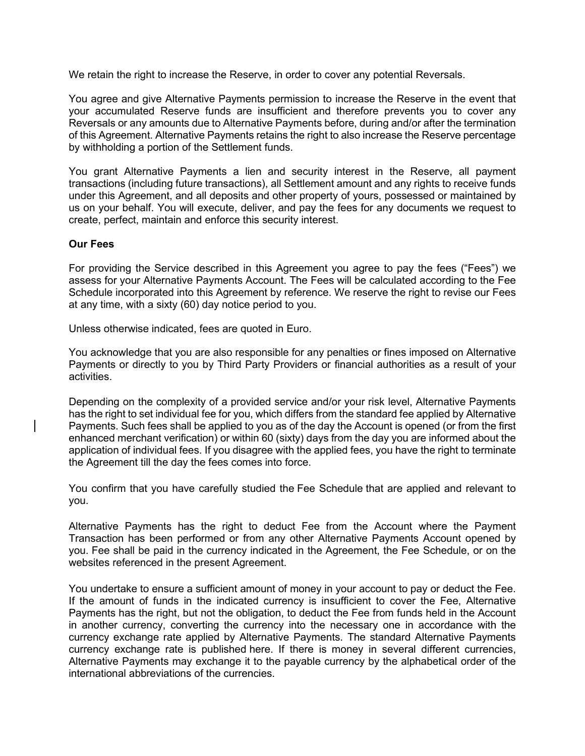We retain the right to increase the Reserve, in order to cover any potential Reversals.

You agree and give Alternative Payments permission to increase the Reserve in the event that your accumulated Reserve funds are insufficient and therefore prevents you to cover any Reversals or any amounts due to Alternative Payments before, during and/or after the termination of this Agreement. Alternative Payments retains the right to also increase the Reserve percentage by withholding a portion of the Settlement funds.

You grant Alternative Payments a lien and security interest in the Reserve, all payment transactions (including future transactions), all Settlement amount and any rights to receive funds under this Agreement, and all deposits and other property of yours, possessed or maintained by us on your behalf. You will execute, deliver, and pay the fees for any documents we request to create, perfect, maintain and enforce this security interest.

**Our Fees**

For providing the Service described in this Agreement you agree to pay the fees ("Fees") we assess for your Alternative Payments Account. The Fees will be calculated according to the Fee Schedule incorporated into this Agreement by reference. We reserve the right to revise our Fees at any time, with a sixty (60) day notice period to you.

Unless otherwise indicated, fees are quoted in Euro.

You acknowledge that you are also responsible for any penalties or fines imposed on Alternative Payments or directly to you by Third Party Providers or financial authorities as a result of your activities.

Depending on the complexity of a provided service and/or your risk level, Alternative Payments has the right to set individual fee for you, which differs from the standard fee applied by Alternative Payments. Such fees shall be applied to you as of the day the Account is opened (or from the first enhanced merchant verification) or within 60 (sixty) days from the day you are informed about the application of individual fees. If you disagree with the applied fees, you have the right to terminate the Agreement till the day the fees comes into force.

You confirm that you have carefully studied the Fee Schedule that are applied and relevant to you.

Alternative Payments has the right to deduct Fee from the Account where the Payment Transaction has been performed or from any other Alternative Payments Account opened by you. Fee shall be paid in the currency indicated in the Agreement, the Fee Schedule, or on the websites referenced in the present Agreement.

You undertake to ensure a sufficient amount of money in your account to pay or deduct the Fee. If the amount of funds in the indicated currency is insufficient to cover the Fee, Alternative Payments has the right, but not the obligation, to deduct the Fee from funds held in the Account in another currency, converting the currency into the necessary one in accordance with the currency exchange rate applied by Alternative Payments. The standard Alternative Payments currency exchange rate is published here. If there is money in several different currencies, Alternative Payments may exchange it to the payable currency by the alphabetical order of the international abbreviations of the currencies.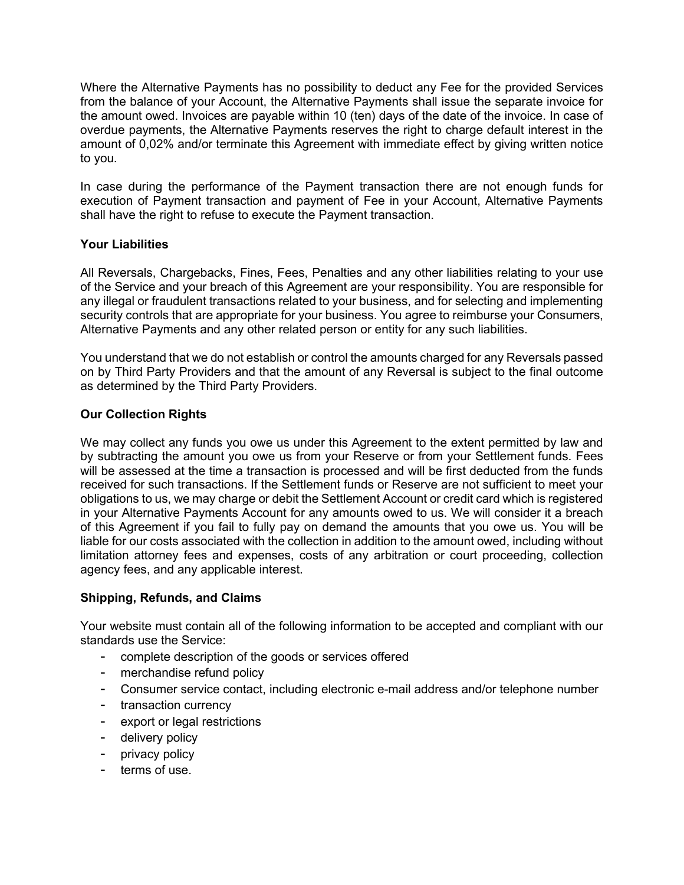Where the Alternative Payments has no possibility to deduct any Fee for the provided Services from the balance of your Account, the Alternative Payments shall issue the separate invoice for the amount owed. Invoices are payable within 10 (ten) days of the date of the invoice. In case of overdue payments, the Alternative Payments reserves the right to charge default interest in the amount of 0,02% and/or terminate this Agreement with immediate effect by giving written notice to you.

In case during the performance of the Payment transaction there are not enough funds for execution of Payment transaction and payment of Fee in your Account, Alternative Payments shall have the right to refuse to execute the Payment transaction.

**Your Liabilities**

All Reversals, Chargebacks, Fines, Fees, Penalties and any other liabilities relating to your use of the Service and your breach of this Agreement are your responsibility. You are responsible for any illegal or fraudulent transactions related to your business, and for selecting and implementing security controls that are appropriate for your business. You agree to reimburse your Consumers, Alternative Payments and any other related person or entity for any such liabilities.

You understand that we do not establish or control the amounts charged for any Reversals passed on by Third Party Providers and that the amount of any Reversal is subject to the final outcome as determined by the Third Party Providers.

**Our Collection Rights**

We may collect any funds you owe us under this Agreement to the extent permitted by law and by subtracting the amount you owe us from your Reserve or from your Settlement funds. Fees will be assessed at the time a transaction is processed and will be first deducted from the funds received for such transactions. If the Settlement funds or Reserve are not sufficient to meet your obligations to us, we may charge or debit the Settlement Account or credit card which is registered in your Alternative Payments Account for any amounts owed to us. We will consider it a breach of this Agreement if you fail to fully pay on demand the amounts that you owe us. You will be liable for our costs associated with the collection in addition to the amount owed, including without limitation attorney fees and expenses, costs of any arbitration or court proceeding, collection agency fees, and any applicable interest.

**Shipping, Refunds, and Claims**

Your website must contain all of the following information to be accepted and compliant with our standards use the Service:

- complete description of the goods or services offered
- merchandise refund policy
- Consumer service contact, including electronic e-mail address and/or telephone number
- transaction currency
- export or legal restrictions
- delivery policy
- privacy policy
- terms of use.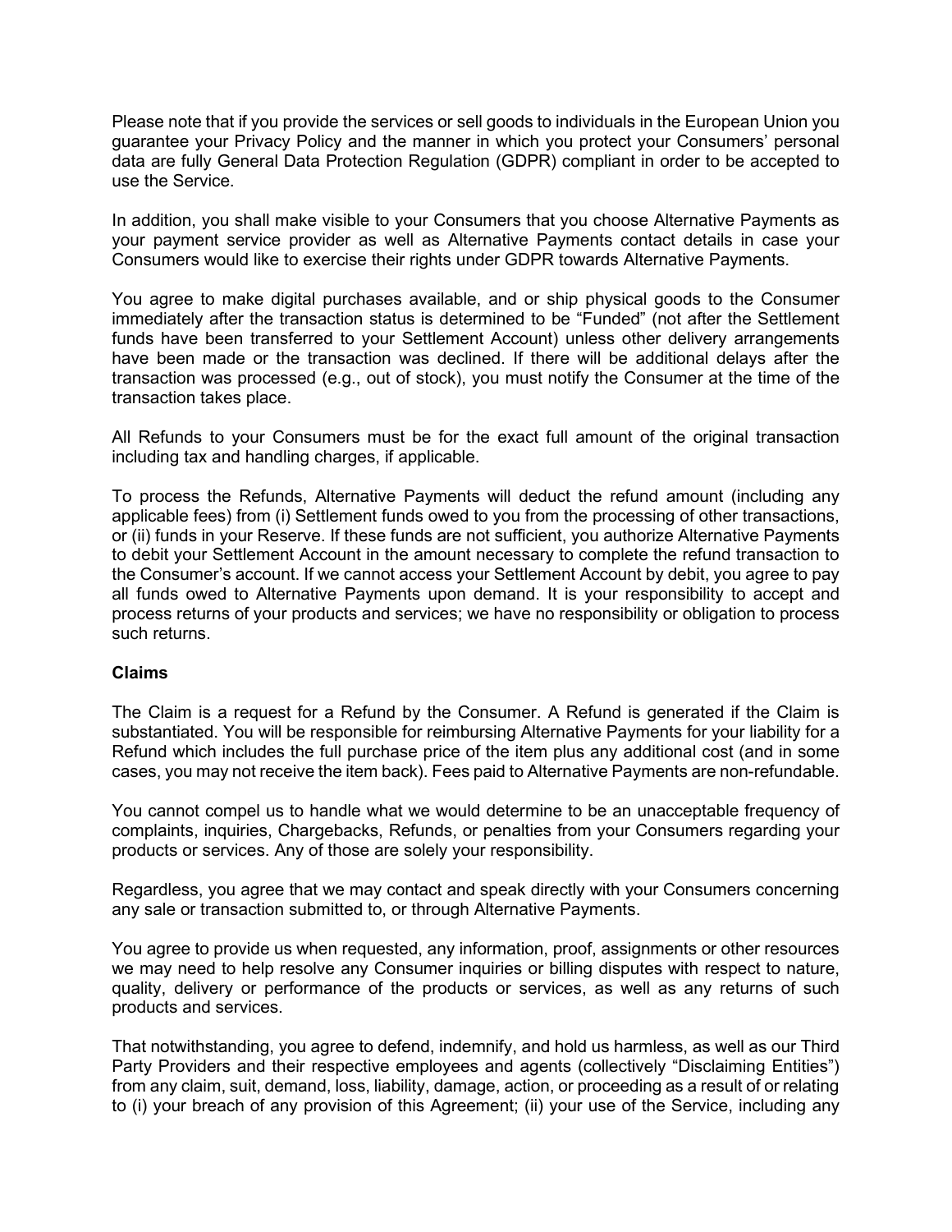Please note that if you provide the services or sell goods to individuals in the European Union you guarantee your Privacy Policy and the manner in which you protect your Consumers' personal data are fully General Data Protection Regulation (GDPR) compliant in order to be accepted to use the Service.

In addition, you shall make visible to your Consumers that you choose Alternative Payments as your payment service provider as well as Alternative Payments contact details in case your Consumers would like to exercise their rights under GDPR towards Alternative Payments.

You agree to make digital purchases available, and or ship physical goods to the Consumer immediately after the transaction status is determined to be "Funded" (not after the Settlement funds have been transferred to your Settlement Account) unless other delivery arrangements have been made or the transaction was declined. If there will be additional delays after the transaction was processed (e.g., out of stock), you must notify the Consumer at the time of the transaction takes place.

All Refunds to your Consumers must be for the exact full amount of the original transaction including tax and handling charges, if applicable.

To process the Refunds, Alternative Payments will deduct the refund amount (including any applicable fees) from (i) Settlement funds owed to you from the processing of other transactions, or (ii) funds in your Reserve. If these funds are not sufficient, you authorize Alternative Payments to debit your Settlement Account in the amount necessary to complete the refund transaction to the Consumer's account. If we cannot access your Settlement Account by debit, you agree to pay all funds owed to Alternative Payments upon demand. It is your responsibility to accept and process returns of your products and services; we have no responsibility or obligation to process such returns.

**Claims**

The Claim is a request for a Refund by the Consumer. A Refund is generated if the Claim is substantiated. You will be responsible for reimbursing Alternative Payments for your liability for a Refund which includes the full purchase price of the item plus any additional cost (and in some cases, you may not receive the item back). Fees paid to Alternative Payments are non-refundable.

You cannot compel us to handle what we would determine to be an unacceptable frequency of complaints, inquiries, Chargebacks, Refunds, or penalties from your Consumers regarding your products or services. Any of those are solely your responsibility.

Regardless, you agree that we may contact and speak directly with your Consumers concerning any sale or transaction submitted to, or through Alternative Payments.

You agree to provide us when requested, any information, proof, assignments or other resources we may need to help resolve any Consumer inquiries or billing disputes with respect to nature, quality, delivery or performance of the products or services, as well as any returns of such products and services.

That notwithstanding, you agree to defend, indemnify, and hold us harmless, as well as our Third Party Providers and their respective employees and agents (collectively "Disclaiming Entities") from any claim, suit, demand, loss, liability, damage, action, or proceeding as a result of or relating to (i) your breach of any provision of this Agreement; (ii) your use of the Service, including any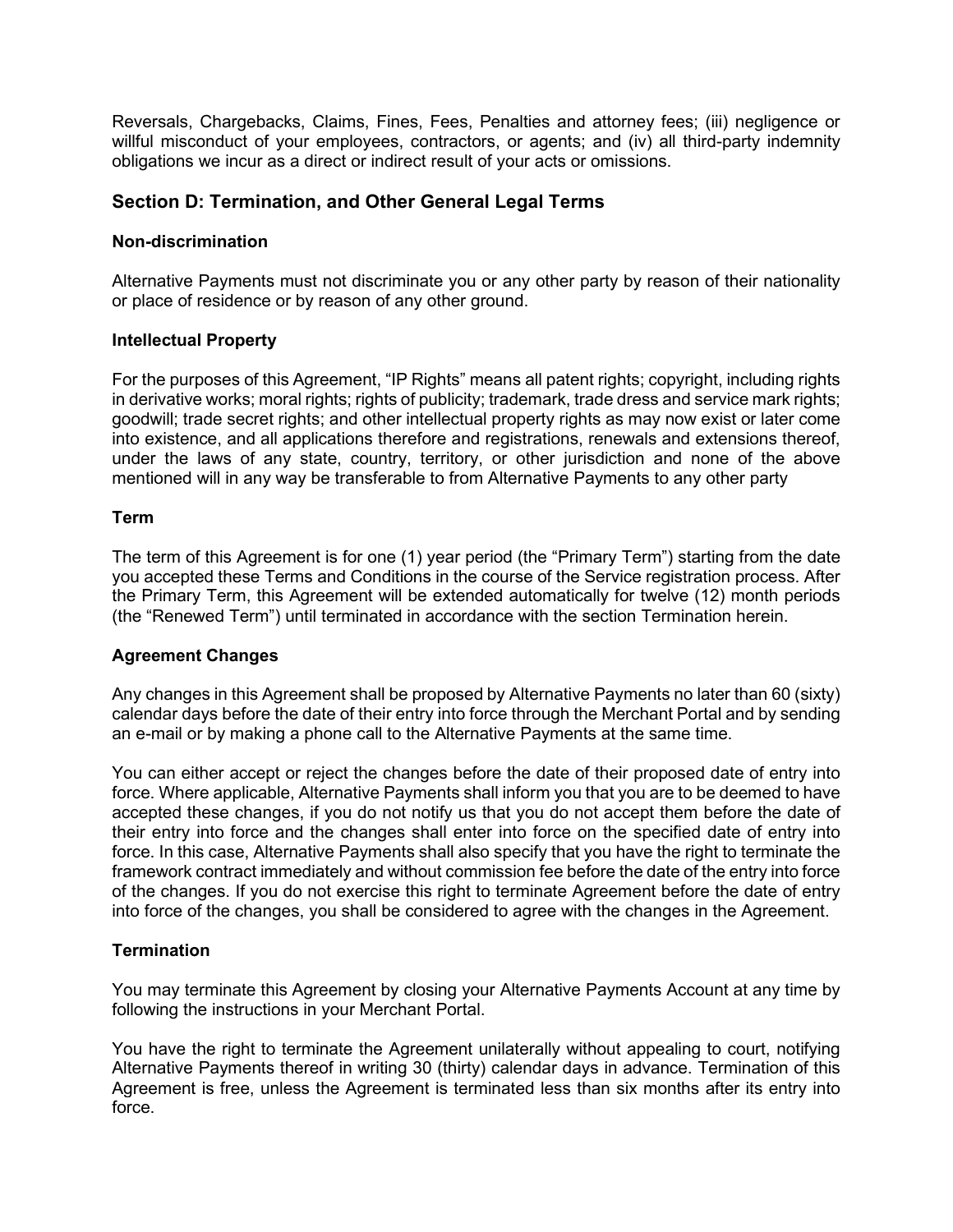Reversals, Chargebacks, Claims, Fines, Fees, Penalties and attorney fees; (iii) negligence or willful misconduct of your employees, contractors, or agents; and (iv) all third-party indemnity obligations we incur as a direct or indirect result of your acts or omissions.

## Section D: Termination, and Other General Legal Terms

**Non-discrimination**

Alternative Payments must not discriminate you or any other party by reason of their nationality or place of residence or by reason of any other ground.

**Intellectual Property**

For the purposes of this Agreement, "IP Rights" means all patent rights; copyright, including rights in derivative works; moral rights; rights of publicity; trademark, trade dress and service mark rights; goodwill; trade secret rights; and other intellectual property rights as may now exist or later come into existence, and all applications therefore and registrations, renewals and extensions thereof, under the laws of any state, country, territory, or other jurisdiction and none of the above mentioned will in any way be transferable to from Alternative Payments to any other party

**Term**

The term of this Agreement is for one (1) year period (the "Primary Term") starting from the date you accepted these Terms and Conditions in the course of the Service registration process. After the Primary Term, this Agreement will be extended automatically for twelve (12) month periods (the "Renewed Term") until terminated in accordance with the section Termination herein.

**Agreement Changes**

Any changes in this Agreement shall be proposed by Alternative Payments no later than 60 (sixty) calendar days before the date of their entry into force through the Merchant Portal and by sending an e-mail or by making a phone call to the Alternative Payments at the same time.

You can either accept or reject the changes before the date of their proposed date of entry into force. Where applicable, Alternative Payments shall inform you that you are to be deemed to have accepted these changes, if you do not notify us that you do not accept them before the date of their entry into force and the changes shall enter into force on the specified date of entry into force. In this case, Alternative Payments shall also specify that you have the right to terminate the framework contract immediately and without commission fee before the date of the entry into force of the changes. If you do not exercise this right to terminate Agreement before the date of entry into force of the changes, you shall be considered to agree with the changes in the Agreement.

**Termination**

You may terminate this Agreement by closing your Alternative Payments Account at any time by following the instructions in your Merchant Portal.

You have the right to terminate the Agreement unilaterally without appealing to court, notifying Alternative Payments thereof in writing 30 (thirty) calendar days in advance. Termination of this Agreement is free, unless the Agreement is terminated less than six months after its entry into force.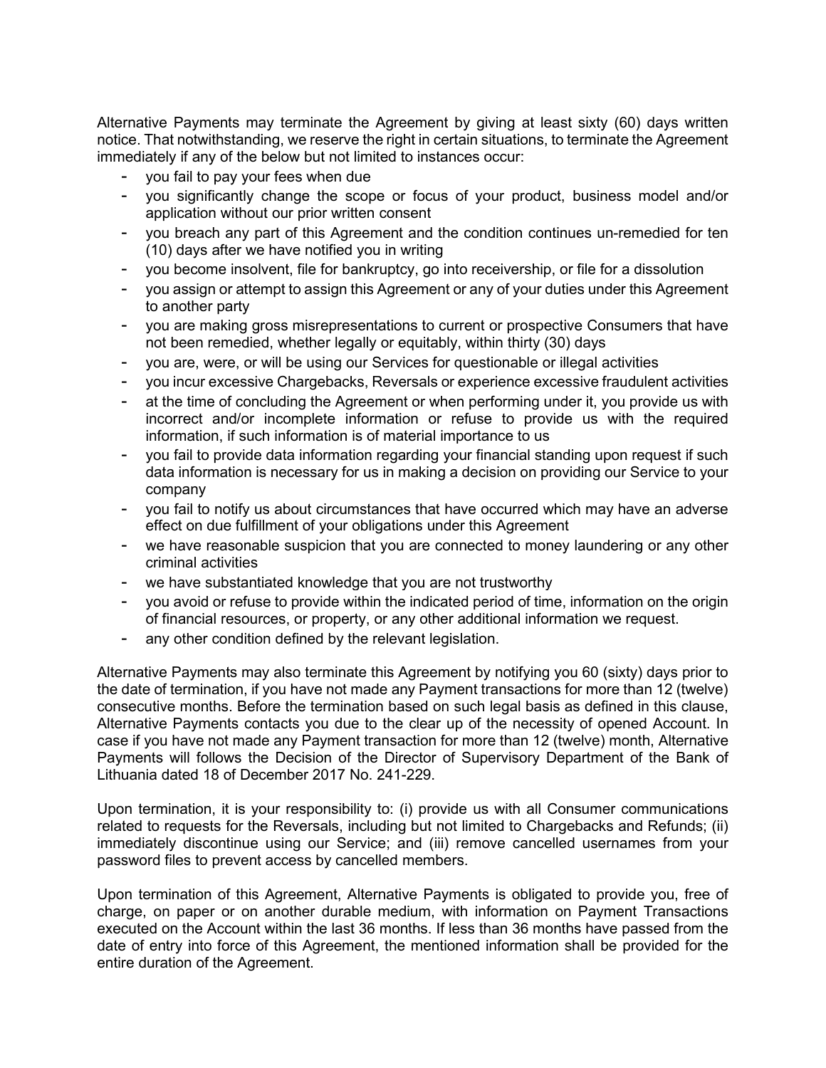Alternative Payments may terminate the Agreement by giving at least sixty (60) days written notice. That notwithstanding, we reserve the right in certain situations, to terminate the Agreement immediately if any of the below but not limited to instances occur:

- you fail to pay your fees when due
- you significantly change the scope or focus of your product, business model and/or application without our prior written consent
- you breach any part of this Agreement and the condition continues un-remedied for ten (10) days after we have notified you in writing
- you become insolvent, file for bankruptcy, go into receivership, or file for a dissolution
- you assign or attempt to assign this Agreement or any of your duties under this Agreement to another party
- you are making gross misrepresentations to current or prospective Consumers that have not been remedied, whether legally or equitably, within thirty (30) days
- you are, were, or will be using our Services for questionable or illegal activities
- you incur excessive Chargebacks, Reversals or experience excessive fraudulent activities
- at the time of concluding the Agreement or when performing under it, you provide us with incorrect and/or incomplete information or refuse to provide us with the required information, if such information is of material importance to us
- you fail to provide data information regarding your financial standing upon request if such data information is necessary for us in making a decision on providing our Service to your company
- you fail to notify us about circumstances that have occurred which may have an adverse effect on due fulfillment of your obligations under this Agreement
- we have reasonable suspicion that you are connected to money laundering or any other criminal activities
- we have substantiated knowledge that you are not trustworthy
- you avoid or refuse to provide within the indicated period of time, information on the origin of financial resources, or property, or any other additional information we request.
- any other condition defined by the relevant legislation.

Alternative Payments may also terminate this Agreement by notifying you 60 (sixty) days prior to the date of termination, if you have not made any Payment transactions for more than 12 (twelve) consecutive months. Before the termination based on such legal basis as defined in this clause, Alternative Payments contacts you due to the clear up of the necessity of opened Account. In case if you have not made any Payment transaction for more than 12 (twelve) month, Alternative Payments will follows the Decision of the Director of Supervisory Department of the Bank of Lithuania dated 18 of December 2017 No. 241-229.

Upon termination, it is your responsibility to: (i) provide us with all Consumer communications related to requests for the Reversals, including but not limited to Chargebacks and Refunds; (ii) immediately discontinue using our Service; and (iii) remove cancelled usernames from your password files to prevent access by cancelled members.

Upon termination of this Agreement, Alternative Payments is obligated to provide you, free of charge, on paper or on another durable medium, with information on Payment Transactions executed on the Account within the last 36 months. If less than 36 months have passed from the date of entry into force of this Agreement, the mentioned information shall be provided for the entire duration of the Agreement.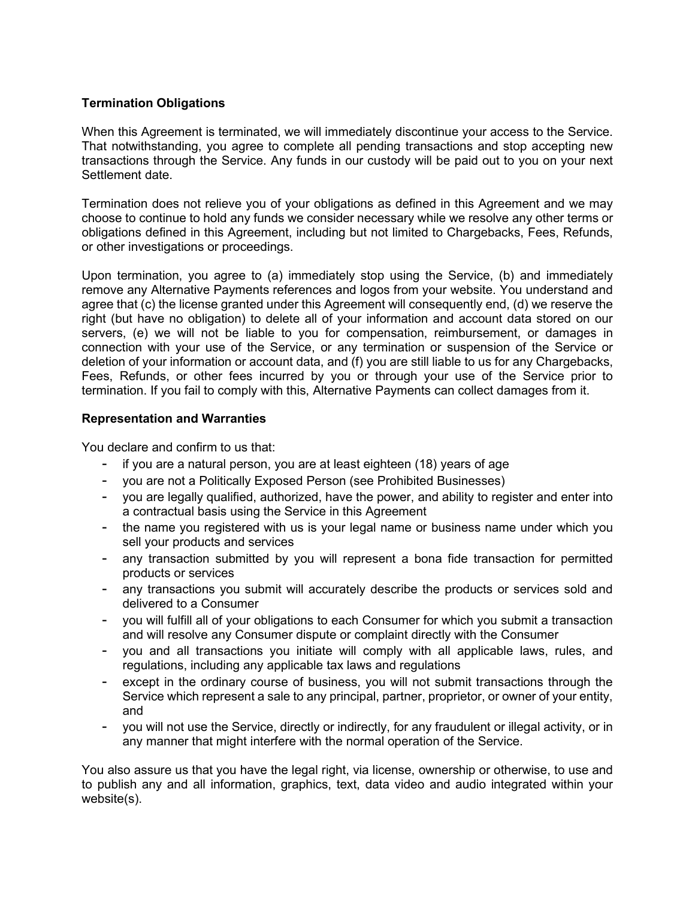**Termination Obligations**

When this Agreement is terminated, we will immediately discontinue your access to the Service. That notwithstanding, you agree to complete all pending transactions and stop accepting new transactions through the Service. Any funds in our custody will be paid out to you on your next Settlement date.

Termination does not relieve you of your obligations as defined in this Agreement and we may choose to continue to hold any funds we consider necessary while we resolve any other terms or obligations defined in this Agreement, including but not limited to Chargebacks, Fees, Refunds, or other investigations or proceedings.

Upon termination, you agree to (a) immediately stop using the Service, (b) and immediately remove any Alternative Payments references and logos from your website. You understand and agree that (c) the license granted under this Agreement will consequently end, (d) we reserve the right (but have no obligation) to delete all of your information and account data stored on our servers, (e) we will not be liable to you for compensation, reimbursement, or damages in connection with your use of the Service, or any termination or suspension of the Service or deletion of your information or account data, and (f) you are still liable to us for any Chargebacks, Fees, Refunds, or other fees incurred by you or through your use of the Service prior to termination. If you fail to comply with this, Alternative Payments can collect damages from it.

**Representation and Warranties**

You declare and confirm to us that:

- if you are a natural person, you are at least eighteen (18) years of age
- you are not a Politically Exposed Person (see Prohibited Businesses)
- you are legally qualified, authorized, have the power, and ability to register and enter into a contractual basis using the Service in this Agreement
- the name you registered with us is your legal name or business name under which you sell your products and services
- any transaction submitted by you will represent a bona fide transaction for permitted products or services
- any transactions you submit will accurately describe the products or services sold and delivered to a Consumer
- you will fulfill all of your obligations to each Consumer for which you submit a transaction and will resolve any Consumer dispute or complaint directly with the Consumer
- you and all transactions you initiate will comply with all applicable laws, rules, and regulations, including any applicable tax laws and regulations
- except in the ordinary course of business, you will not submit transactions through the Service which represent a sale to any principal, partner, proprietor, or owner of your entity, and
- you will not use the Service, directly or indirectly, for any fraudulent or illegal activity, or in any manner that might interfere with the normal operation of the Service.

You also assure us that you have the legal right, via license, ownership or otherwise, to use and to publish any and all information, graphics, text, data video and audio integrated within your website(s).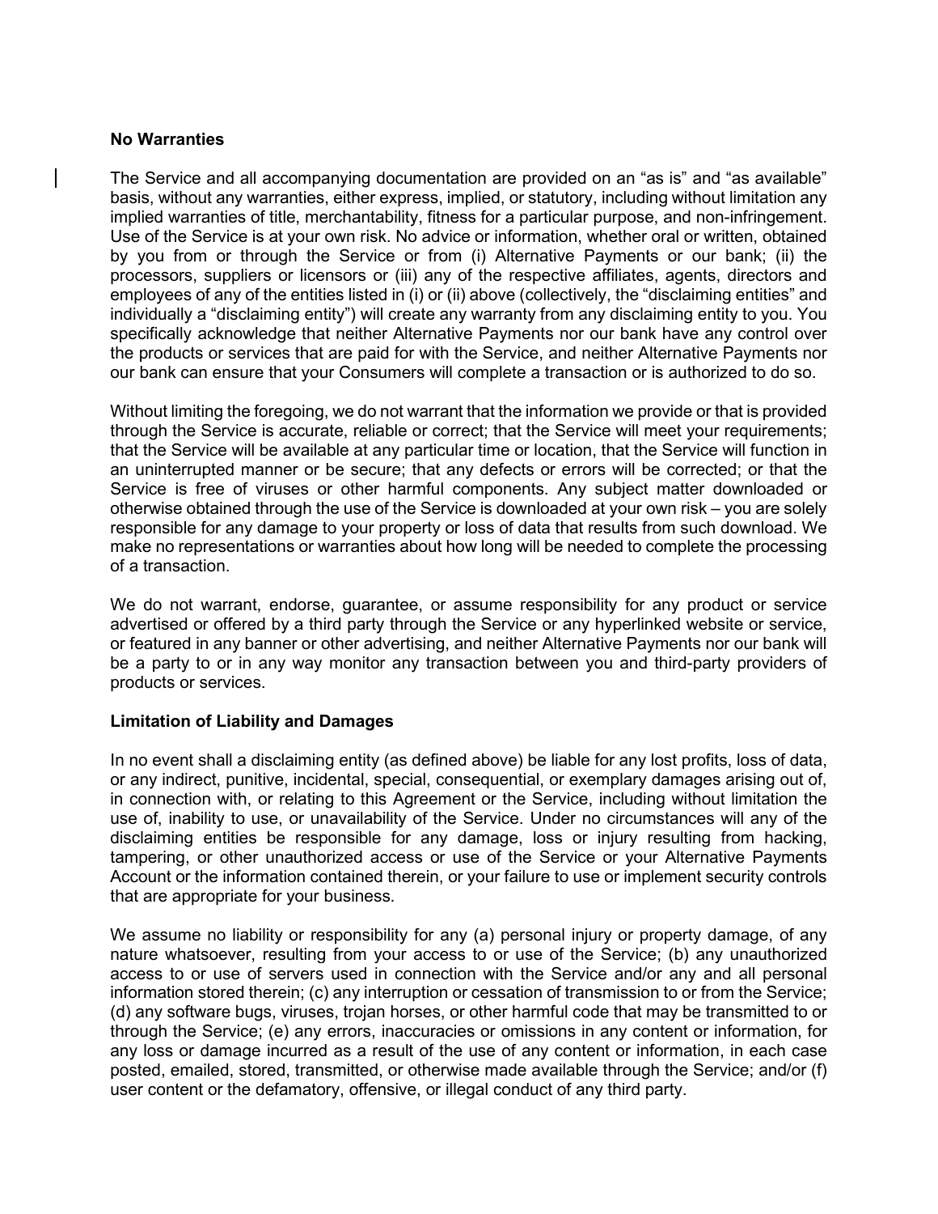**No Warranties**

The Service and all accompanying documentation are provided on an "as is" and "as available" basis, without any warranties, either express, implied, or statutory, including without limitation any implied warranties of title, merchantability, fitness for a particular purpose, and non-infringement. Use of the Service is at your own risk. No advice or information, whether oral or written, obtained by you from or through the Service or from (i) Alternative Payments or our bank; (ii) the processors, suppliers or licensors or (iii) any of the respective affiliates, agents, directors and employees of any of the entities listed in (i) or (ii) above (collectively, the "disclaiming entities" and individually a "disclaiming entity") will create any warranty from any disclaiming entity to you. You specifically acknowledge that neither Alternative Payments nor our bank have any control over the products or services that are paid for with the Service, and neither Alternative Payments nor our bank can ensure that your Consumers will complete a transaction or is authorized to do so.

Without limiting the foregoing, we do not warrant that the information we provide or that is provided through the Service is accurate, reliable or correct; that the Service will meet your requirements; that the Service will be available at any particular time or location, that the Service will function in an uninterrupted manner or be secure; that any defects or errors will be corrected; or that the Service is free of viruses or other harmful components. Any subject matter downloaded or otherwise obtained through the use of the Service is downloaded at your own risk – you are solely responsible for any damage to your property or loss of data that results from such download. We make no representations or warranties about how long will be needed to complete the processing of a transaction.

We do not warrant, endorse, guarantee, or assume responsibility for any product or service advertised or offered by a third party through the Service or any hyperlinked website or service, or featured in any banner or other advertising, and neither Alternative Payments nor our bank will be a party to or in any way monitor any transaction between you and third-party providers of products or services.

**Limitation of Liability and Damages**

In no event shall a disclaiming entity (as defined above) be liable for any lost profits, loss of data, or any indirect, punitive, incidental, special, consequential, or exemplary damages arising out of, in connection with, or relating to this Agreement or the Service, including without limitation the use of, inability to use, or unavailability of the Service. Under no circumstances will any of the disclaiming entities be responsible for any damage, loss or injury resulting from hacking, tampering, or other unauthorized access or use of the Service or your Alternative Payments Account or the information contained therein, or your failure to use or implement security controls that are appropriate for your business.

We assume no liability or responsibility for any (a) personal injury or property damage, of any nature whatsoever, resulting from your access to or use of the Service; (b) any unauthorized access to or use of servers used in connection with the Service and/or any and all personal information stored therein; (c) any interruption or cessation of transmission to or from the Service; (d) any software bugs, viruses, trojan horses, or other harmful code that may be transmitted to or through the Service; (e) any errors, inaccuracies or omissions in any content or information, for any loss or damage incurred as a result of the use of any content or information, in each case posted, emailed, stored, transmitted, or otherwise made available through the Service; and/or (f) user content or the defamatory, offensive, or illegal conduct of any third party.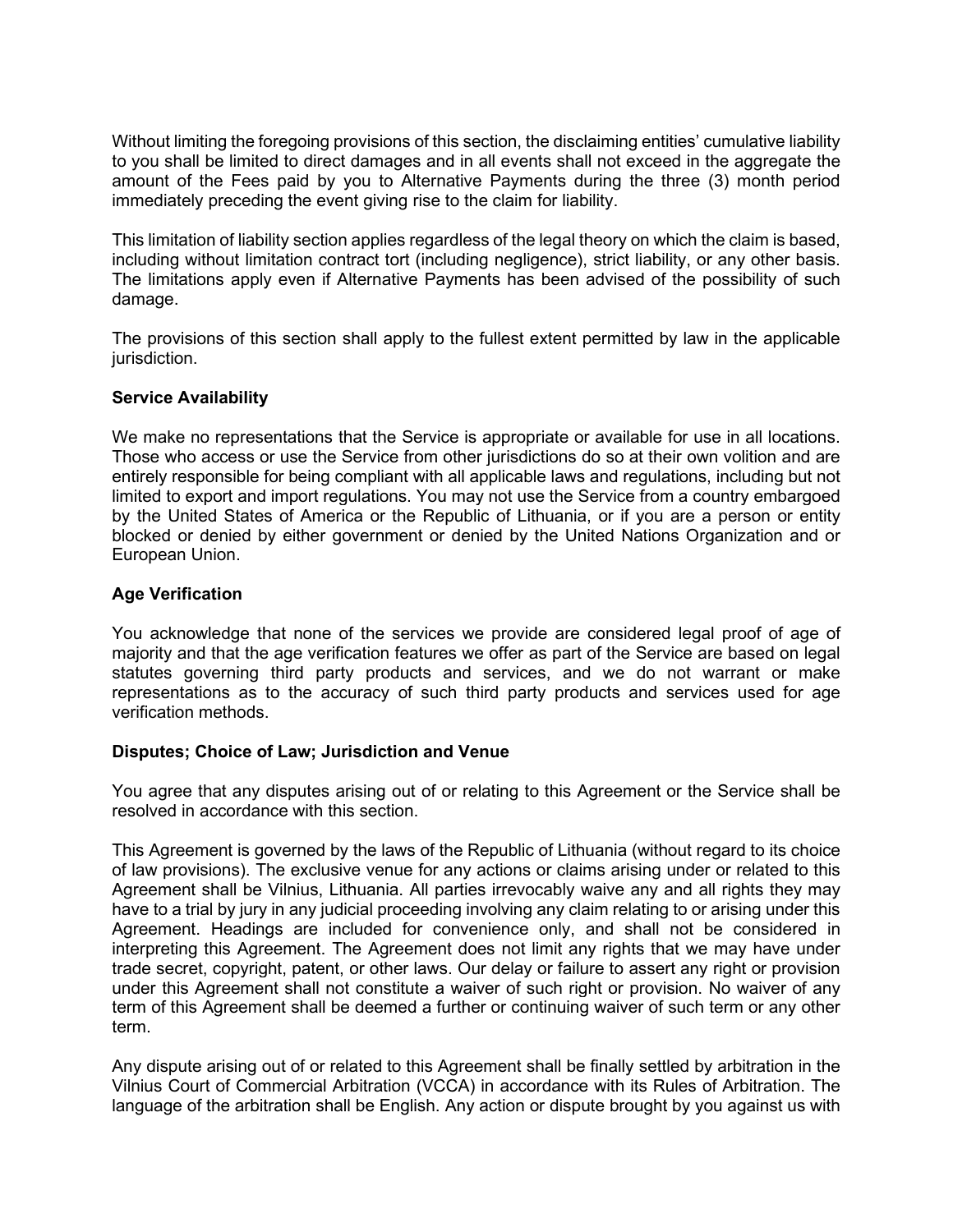Without limiting the foregoing provisions of this section, the disclaiming entities' cumulative liability to you shall be limited to direct damages and in all events shall not exceed in the aggregate the amount of the Fees paid by you to Alternative Payments during the three (3) month period immediately preceding the event giving rise to the claim for liability.

This limitation of liability section applies regardless of the legal theory on which the claim is based, including without limitation contract tort (including negligence), strict liability, or any other basis. The limitations apply even if Alternative Payments has been advised of the possibility of such damage.

The provisions of this section shall apply to the fullest extent permitted by law in the applicable jurisdiction.

**Service Availability**

We make no representations that the Service is appropriate or available for use in all locations. Those who access or use the Service from other jurisdictions do so at their own volition and are entirely responsible for being compliant with all applicable laws and regulations, including but not limited to export and import regulations. You may not use the Service from a country embargoed by the United States of America or the Republic of Lithuania, or if you are a person or entity blocked or denied by either government or denied by the United Nations Organization and or European Union.

**Age Verification**

You acknowledge that none of the services we provide are considered legal proof of age of majority and that the age verification features we offer as part of the Service are based on legal statutes governing third party products and services, and we do not warrant or make representations as to the accuracy of such third party products and services used for age verification methods.

**Disputes; Choice of Law; Jurisdiction and Venue**

You agree that any disputes arising out of or relating to this Agreement or the Service shall be resolved in accordance with this section.

This Agreement is governed by the laws of the Republic of Lithuania (without regard to its choice of law provisions). The exclusive venue for any actions or claims arising under or related to this Agreement shall be Vilnius, Lithuania. All parties irrevocably waive any and all rights they may have to a trial by jury in any judicial proceeding involving any claim relating to or arising under this Agreement. Headings are included for convenience only, and shall not be considered in interpreting this Agreement. The Agreement does not limit any rights that we may have under trade secret, copyright, patent, or other laws. Our delay or failure to assert any right or provision under this Agreement shall not constitute a waiver of such right or provision. No waiver of any term of this Agreement shall be deemed a further or continuing waiver of such term or any other term.

Any dispute arising out of or related to this Agreement shall be finally settled by arbitration in the Vilnius Court of Commercial Arbitration (VCCA) in accordance with its Rules of Arbitration. The language of the arbitration shall be English. Any action or dispute brought by you against us with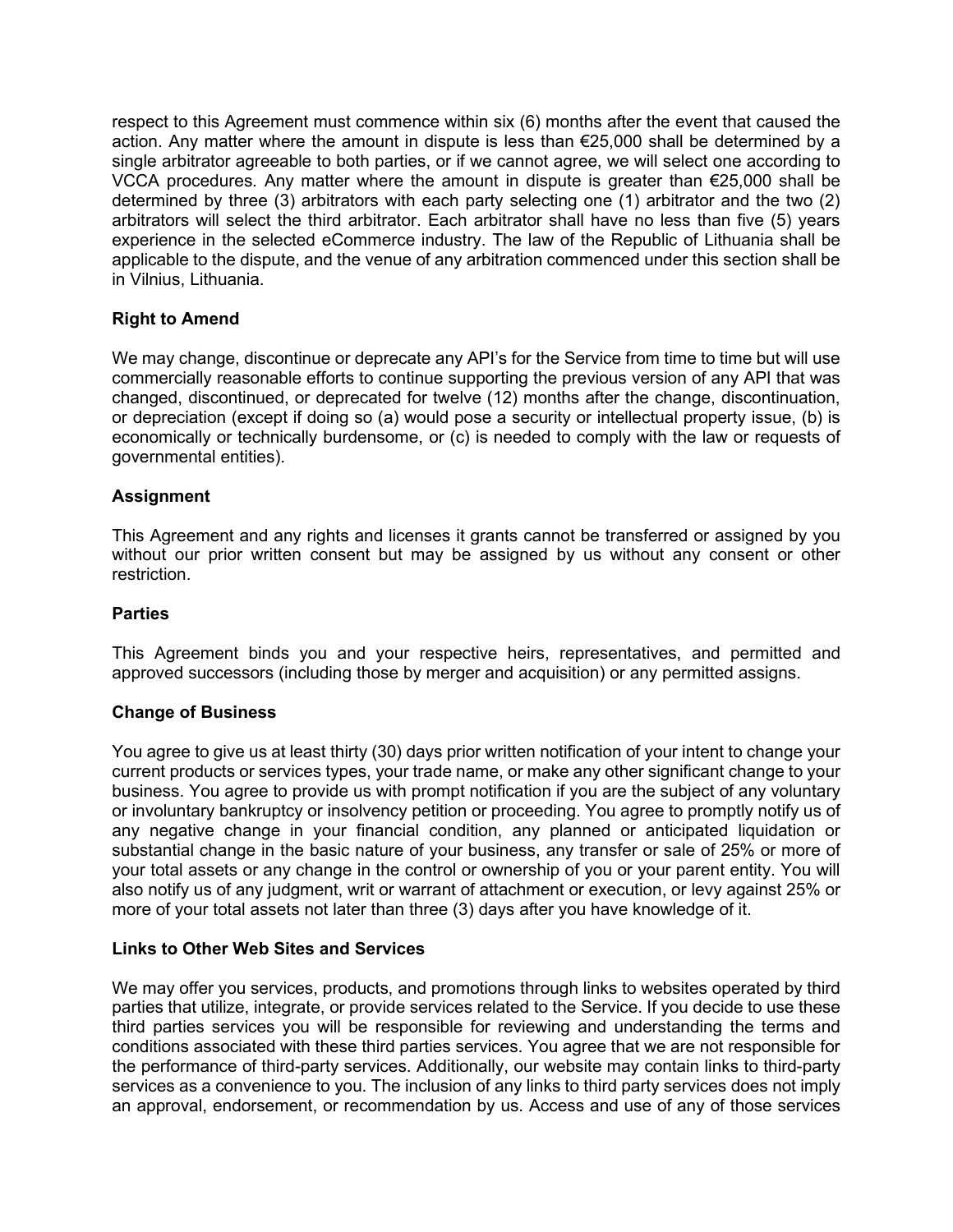respect to this Agreement must commence within six (6) months after the event that caused the action. Any matter where the amount in dispute is less than €25,000 shall be determined by a single arbitrator agreeable to both parties, or if we cannot agree, we will select one according to VCCA procedures. Any matter where the amount in dispute is greater than €25,000 shall be determined by three (3) arbitrators with each party selecting one (1) arbitrator and the two (2) arbitrators will select the third arbitrator. Each arbitrator shall have no less than five (5) years experience in the selected eCommerce industry. The law of the Republic of Lithuania shall be applicable to the dispute, and the venue of any arbitration commenced under this section shall be in Vilnius, Lithuania.

**Right to Amend**

We may change, discontinue or deprecate any API's for the Service from time to time but will use commercially reasonable efforts to continue supporting the previous version of any API that was changed, discontinued, or deprecated for twelve (12) months after the change, discontinuation, or depreciation (except if doing so (a) would pose a security or intellectual property issue, (b) is economically or technically burdensome, or (c) is needed to comply with the law or requests of governmental entities).

**Assignment**

This Agreement and any rights and licenses it grants cannot be transferred or assigned by you without our prior written consent but may be assigned by us without any consent or other restriction.

**Parties**

This Agreement binds you and your respective heirs, representatives, and permitted and approved successors (including those by merger and acquisition) or any permitted assigns.

**Change of Business**

You agree to give us at least thirty (30) days prior written notification of your intent to change your current products or services types, your trade name, or make any other significant change to your business. You agree to provide us with prompt notification if you are the subject of any voluntary or involuntary bankruptcy or insolvency petition or proceeding. You agree to promptly notify us of any negative change in your financial condition, any planned or anticipated liquidation or substantial change in the basic nature of your business, any transfer or sale of 25% or more of your total assets or any change in the control or ownership of you or your parent entity. You will also notify us of any judgment, writ or warrant of attachment or execution, or levy against 25% or more of your total assets not later than three (3) days after you have knowledge of it.

**Links to Other Web Sites and Services**

We may offer you services, products, and promotions through links to websites operated by third parties that utilize, integrate, or provide services related to the Service. If you decide to use these third parties services you will be responsible for reviewing and understanding the terms and conditions associated with these third parties services. You agree that we are not responsible for the performance of third-party services. Additionally, our website may contain links to third-party services as a convenience to you. The inclusion of any links to third party services does not imply an approval, endorsement, or recommendation by us. Access and use of any of those services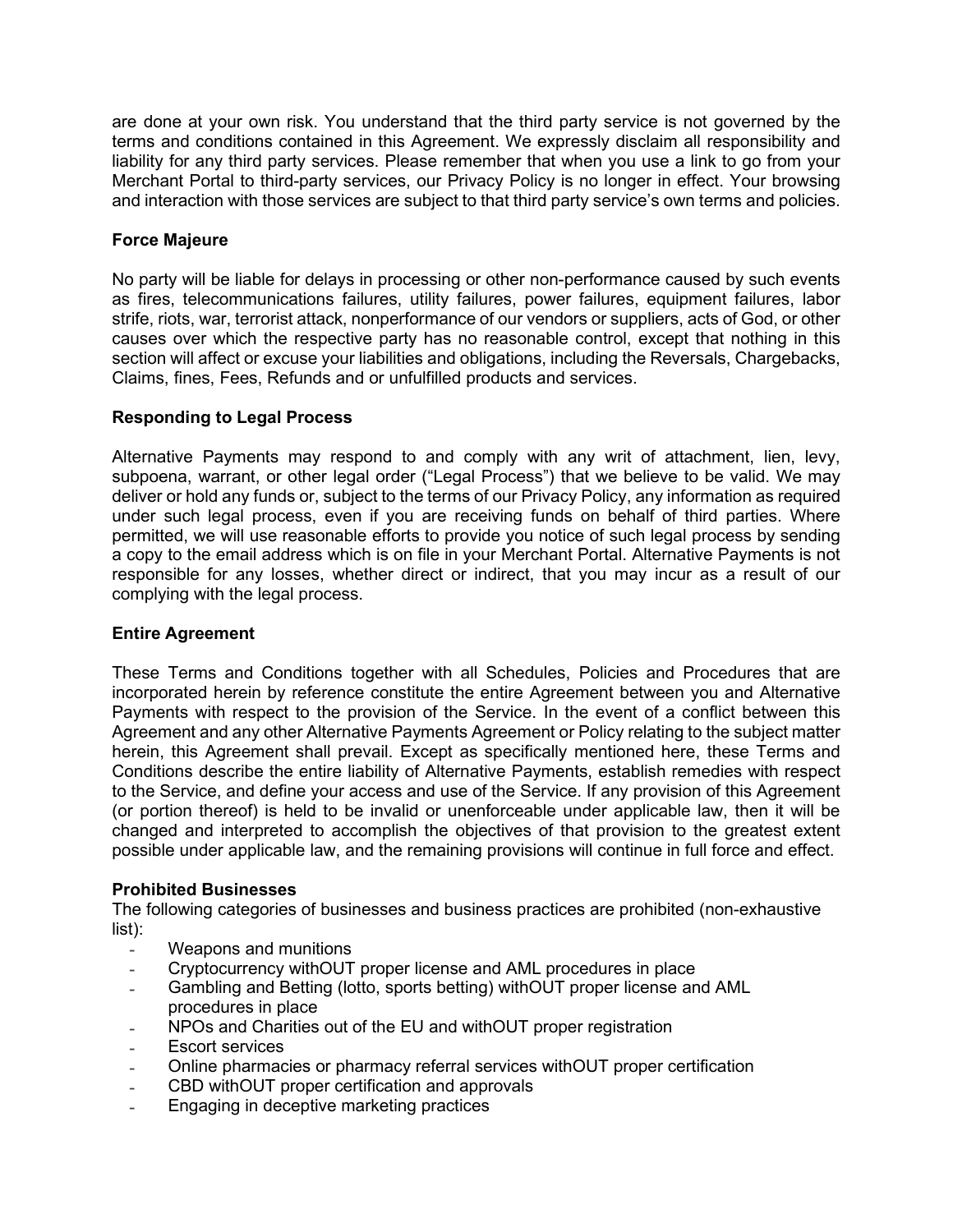are done at your own risk. You understand that the third party service is not governed by the terms and conditions contained in this Agreement. We expressly disclaim all responsibility and liability for any third party services. Please remember that when you use a link to go from your Merchant Portal to third-party services, our Privacy Policy is no longer in effect. Your browsing and interaction with those services are subject to that third party service's own terms and policies.

**Force Majeure**

No party will be liable for delays in processing or other non-performance caused by such events as fires, telecommunications failures, utility failures, power failures, equipment failures, labor strife, riots, war, terrorist attack, nonperformance of our vendors or suppliers, acts of God, or other causes over which the respective party has no reasonable control, except that nothing in this section will affect or excuse your liabilities and obligations, including the Reversals, Chargebacks, Claims, fines, Fees, Refunds and or unfulfilled products and services.

**Responding to Legal Process**

Alternative Payments may respond to and comply with any writ of attachment, lien, levy, subpoena, warrant, or other legal order ("Legal Process") that we believe to be valid. We may deliver or hold any funds or, subject to the terms of our Privacy Policy, any information as required under such legal process, even if you are receiving funds on behalf of third parties. Where permitted, we will use reasonable efforts to provide you notice of such legal process by sending a copy to the email address which is on file in your Merchant Portal. Alternative Payments is not responsible for any losses, whether direct or indirect, that you may incur as a result of our complying with the legal process.

**Entire Agreement**

These Terms and Conditions together with all Schedules, Policies and Procedures that are incorporated herein by reference constitute the entire Agreement between you and Alternative Payments with respect to the provision of the Service. In the event of a conflict between this Agreement and any other Alternative Payments Agreement or Policy relating to the subject matter herein, this Agreement shall prevail. Except as specifically mentioned here, these Terms and Conditions describe the entire liability of Alternative Payments, establish remedies with respect to the Service, and define your access and use of the Service. If any provision of this Agreement (or portion thereof) is held to be invalid or unenforceable under applicable law, then it will be changed and interpreted to accomplish the objectives of that provision to the greatest extent possible under applicable law, and the remaining provisions will continue in full force and effect.

**Prohibited Businesses**

The following categories of businesses and business practices are prohibited (non-exhaustive list):

- Weapons and munitions
- Cryptocurrency withOUT proper license and AML procedures in place
- Gambling and Betting (lotto, sports betting) withOUT proper license and AML procedures in place
- NPOs and Charities out of the EU and withOUT proper registration
- Escort services
- Online pharmacies or pharmacy referral services withOUT proper certification
- CBD withOUT proper certification and approvals
- Engaging in deceptive marketing practices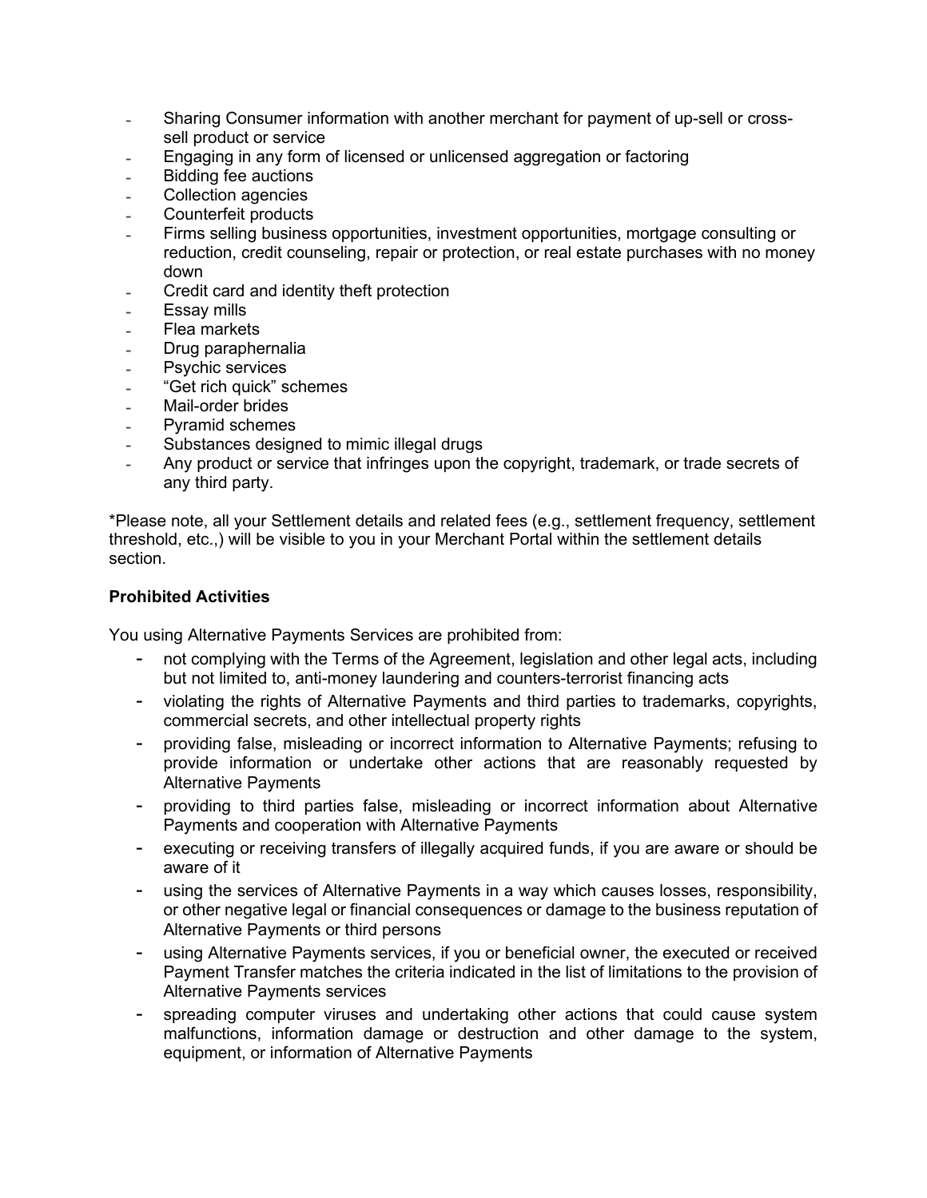- Sharing Consumer information with another merchant for payment of up-sell or cross-sell product or service
- Engaging in any form of licensed or unlicensed aggregation or factoring
- Bidding fee auctions
- Collection agencies
- Counterfeit products
- Firms selling business opportunities, investment opportunities, mortgage consulting or reduction, credit counseling, repair or protection, or real estate purchases with no money down
- Credit card and identity theft protection
- Essay mills
- Flea markets
- Drug paraphernalia
- Psychic services
- “Get rich quick” schemes
- Mail-order brides
- Pyramid schemes
- Substances designed to mimic illegal drugs
- Any product or service that infringes upon the copyright, trademark, or trade secrets of any third party.

*Please note, all your Settlement details and related fees (e.g., settlement frequency, settlement threshold, etc.,) will be visible to you in your Merchant Portal within the settlement details section.

**Prohibited Activities**

You using Alternative Payments Services are prohibited from:

- not complying with the Terms of the Agreement, legislation and other legal acts, including but not limited to, anti-money laundering and counters-terrorist financing acts
- violating the rights of Alternative Payments and third parties to trademarks, copyrights, commercial secrets, and other intellectual property rights
- providing false, misleading or incorrect information to Alternative Payments; refusing to provide information or undertake other actions that are reasonably requested by Alternative Payments
- providing to third parties false, misleading or incorrect information about Alternative Payments and cooperation with Alternative Payments
- executing or receiving transfers of illegally acquired funds, if you are aware or should be aware of it
- using the services of Alternative Payments in a way which causes losses, responsibility, or other negative legal or financial consequences or damage to the business reputation of Alternative Payments or third persons
- using Alternative Payments services, if you or beneficial owner, the executed or received Payment Transfer matches the criteria indicated in the list of limitations to the provision of Alternative Payments services
- spreading computer viruses and undertaking other actions that could cause system malfunctions, information damage or destruction and other damage to the system, equipment, or information of Alternative Payments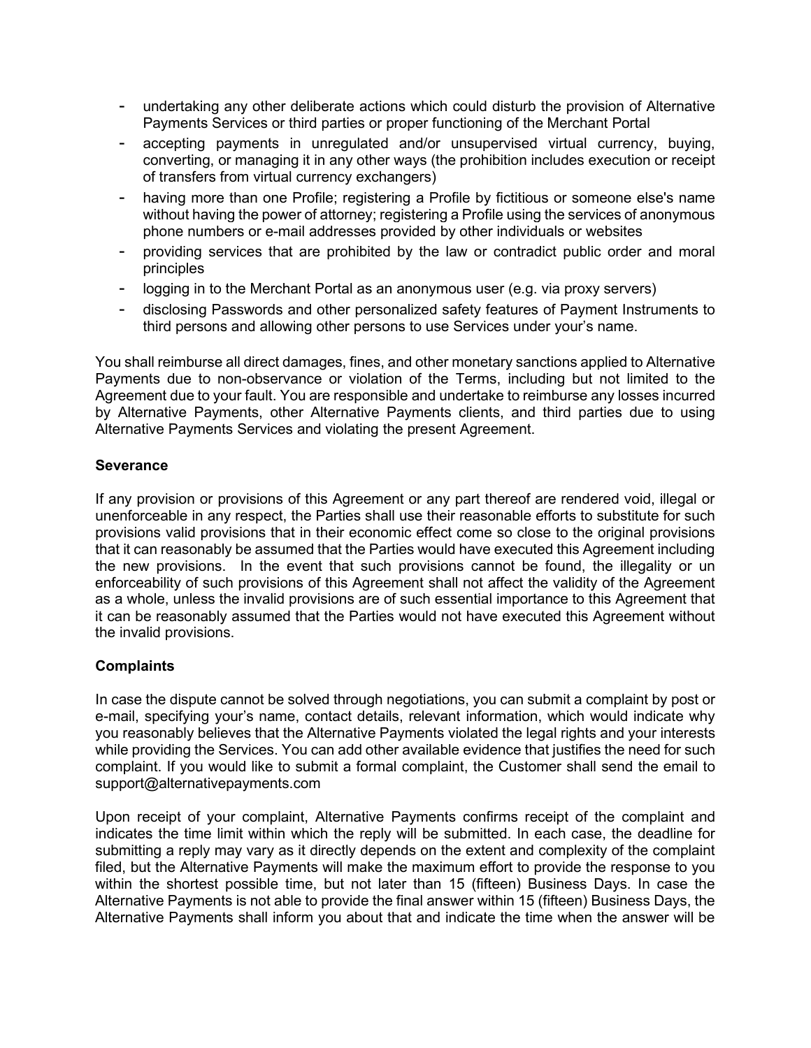- undertaking any other deliberate actions which could disturb the provision of Alternative Payments Services or third parties or proper functioning of the Merchant Portal
- accepting payments in unregulated and/or unsupervised virtual currency, buying, converting, or managing it in any other ways (the prohibition includes execution or receipt of transfers from virtual currency exchangers)
- having more than one Profile; registering a Profile by fictitious or someone else's name without having the power of attorney; registering a Profile using the services of anonymous phone numbers or e-mail addresses provided by other individuals or websites
- providing services that are prohibited by the law or contradict public order and moral principles
- logging in to the Merchant Portal as an anonymous user (e.g. via proxy servers)
- disclosing Passwords and other personalized safety features of Payment Instruments to third persons and allowing other persons to use Services under your's name.

You shall reimburse all direct damages, fines, and other monetary sanctions applied to Alternative Payments due to non-observance or violation of the Terms, including but not limited to the Agreement due to your fault. You are responsible and undertake to reimburse any losses incurred by Alternative Payments, other Alternative Payments clients, and third parties due to using Alternative Payments Services and violating the present Agreement.

**Severance**

If any provision or provisions of this Agreement or any part thereof are rendered void, illegal or unenforceable in any respect, the Parties shall use their reasonable efforts to substitute for such provisions valid provisions that in their economic effect come so close to the original provisions that it can reasonably be assumed that the Parties would have executed this Agreement including the new provisions. In the event that such provisions cannot be found, the illegality or un enforceability of such provisions of this Agreement shall not affect the validity of the Agreement as a whole, unless the invalid provisions are of such essential importance to this Agreement that it can be reasonably assumed that the Parties would not have executed this Agreement without the invalid provisions.

**Complaints**

In case the dispute cannot be solved through negotiations, you can submit a complaint by post or e-mail, specifying your's name, contact details, relevant information, which would indicate why you reasonably believes that the Alternative Payments violated the legal rights and your interests while providing the Services. You can add other available evidence that justifies the need for such complaint. If you would like to submit a formal complaint, the Customer shall send the email to support@alternativepayments.com

Upon receipt of your complaint, Alternative Payments confirms receipt of the complaint and indicates the time limit within which the reply will be submitted. In each case, the deadline for submitting a reply may vary as it directly depends on the extent and complexity of the complaint filed, but the Alternative Payments will make the maximum effort to provide the response to you within the shortest possible time, but not later than 15 (fifteen) Business Days. In case the Alternative Payments is not able to provide the final answer within 15 (fifteen) Business Days, the Alternative Payments shall inform you about that and indicate the time when the answer will be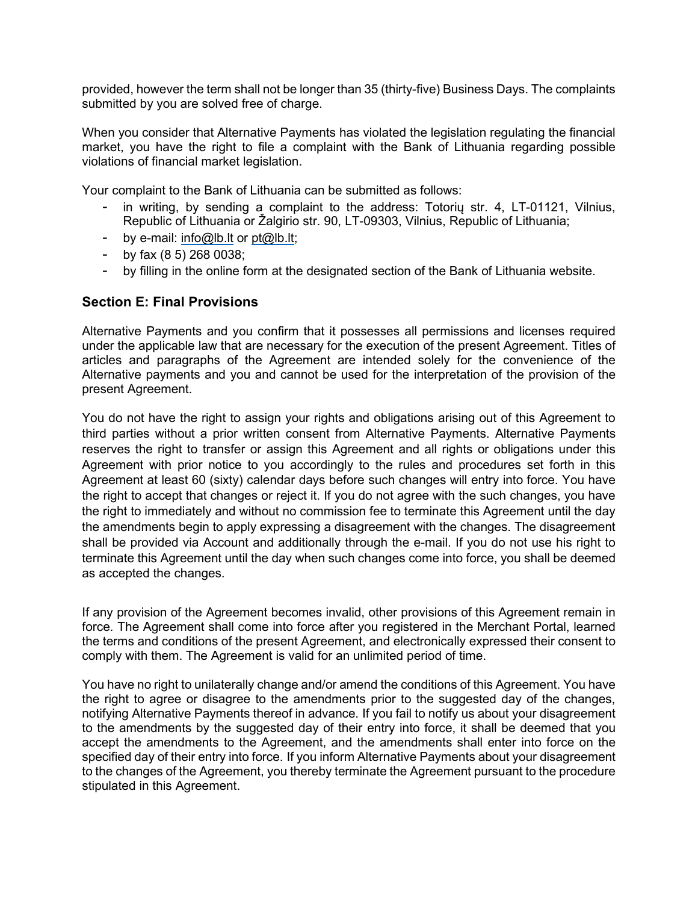provided, however the term shall not be longer than 35 (thirty-five) Business Days. The complaints submitted by you are solved free of charge.

When you consider that Alternative Payments has violated the legislation regulating the financial market, you have the right to file a complaint with the Bank of Lithuania regarding possible violations of financial market legislation.

Your complaint to the Bank of Lithuania can be submitted as follows:

- in writing, by sending a complaint to the address: Totorių str. 4, LT-01121, Vilnius, Republic of Lithuania or Žalgirio str. 90, LT-09303, Vilnius, Republic of Lithuania;
- by e-mail: info@lb.lt or pt@lb.lt;
- by fax (8 5) 268 0038;
- by filling in the online form at the designated section of the Bank of Lithuania website.

## Section E: Final Provisions

Alternative Payments and you confirm that it possesses all permissions and licenses required under the applicable law that are necessary for the execution of the present Agreement. Titles of articles and paragraphs of the Agreement are intended solely for the convenience of the Alternative payments and you and cannot be used for the interpretation of the provision of the present Agreement.

You do not have the right to assign your rights and obligations arising out of this Agreement to third parties without a prior written consent from Alternative Payments. Alternative Payments reserves the right to transfer or assign this Agreement and all rights or obligations under this Agreement with prior notice to you accordingly to the rules and procedures set forth in this Agreement at least 60 (sixty) calendar days before such changes will entry into force. You have the right to accept that changes or reject it. If you do not agree with the such changes, you have the right to immediately and without no commission fee to terminate this Agreement until the day the amendments begin to apply expressing a disagreement with the changes. The disagreement shall be provided via Account and additionally through the e-mail. If you do not use his right to terminate this Agreement until the day when such changes come into force, you shall be deemed as accepted the changes.

If any provision of the Agreement becomes invalid, other provisions of this Agreement remain in force. The Agreement shall come into force after you registered in the Merchant Portal, learned the terms and conditions of the present Agreement, and electronically expressed their consent to comply with them. The Agreement is valid for an unlimited period of time.

You have no right to unilaterally change and/or amend the conditions of this Agreement. You have the right to agree or disagree to the amendments prior to the suggested day of the changes, notifying Alternative Payments thereof in advance. If you fail to notify us about your disagreement to the amendments by the suggested day of their entry into force, it shall be deemed that you accept the amendments to the Agreement, and the amendments shall enter into force on the specified day of their entry into force. If you inform Alternative Payments about your disagreement to the changes of the Agreement, you thereby terminate the Agreement pursuant to the procedure stipulated in this Agreement.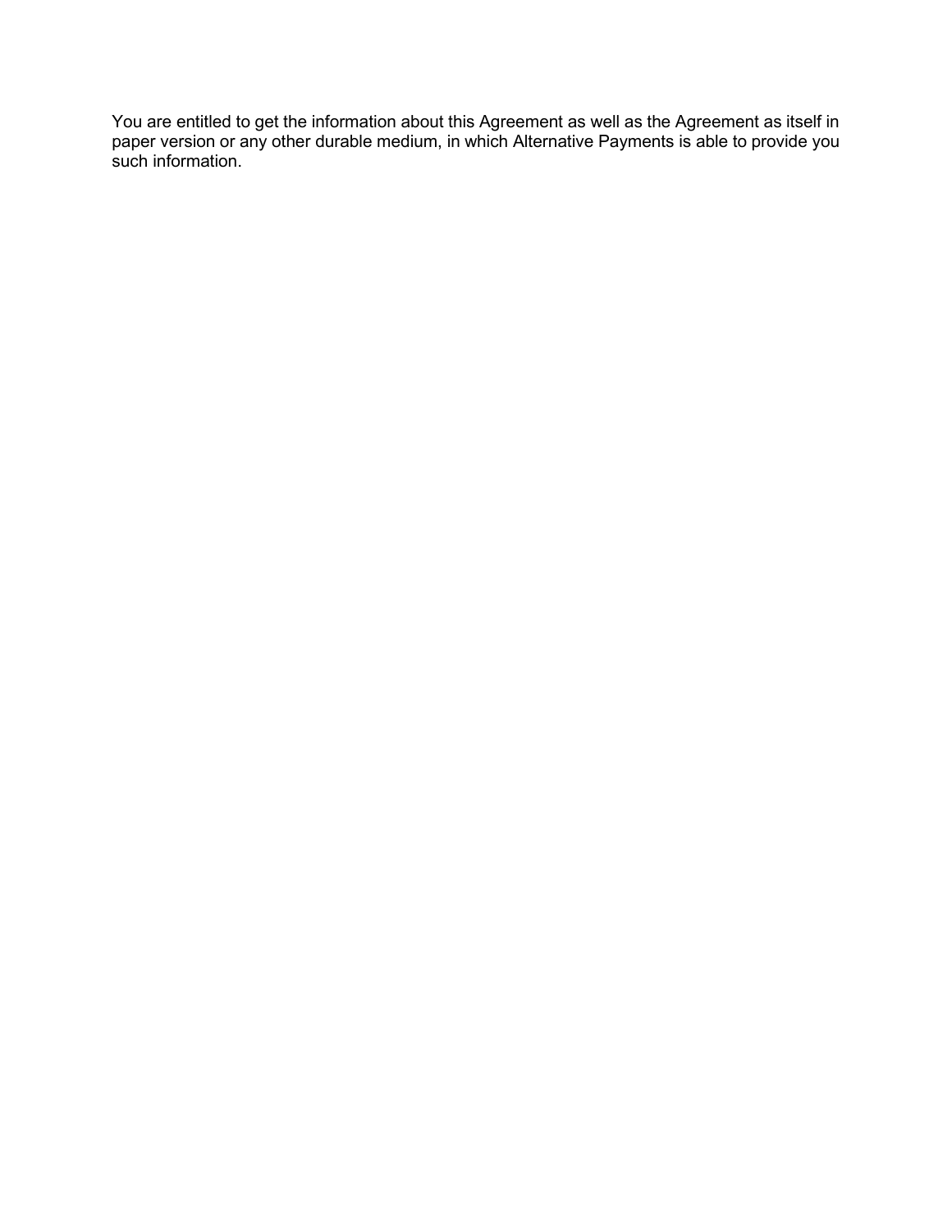You are entitled to get the information about this Agreement as well as the Agreement as itself in paper version or any other durable medium, in which Alternative Payments is able to provide you such information.